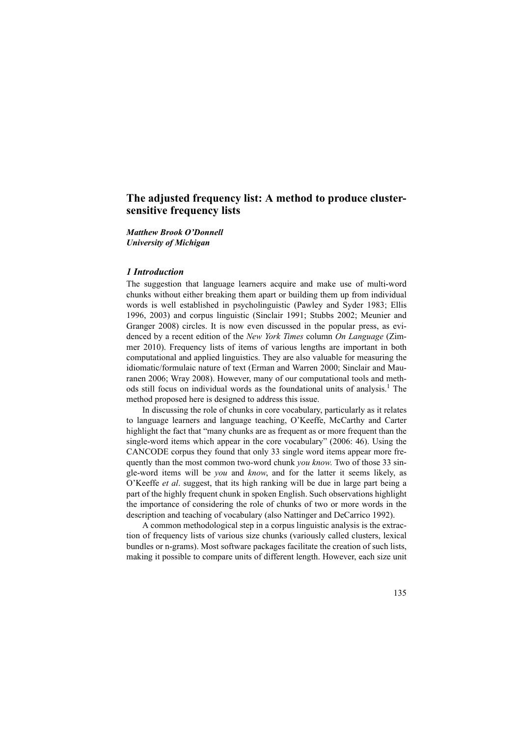# The adjusted frequency list: A method to produce cluster-sensitive frequency lists

***Matthew Brook O'Donnell***
***University of Michigan***

## *1 Introduction*

The suggestion that language learners acquire and make use of multi-word chunks without either breaking them apart or building them up from individual words is well established in psycholinguistic (Pawley and Syder 1983; Ellis 1996, 2003) and corpus linguistic (Sinclair 1991; Stubbs 2002; Meunier and Granger 2008) circles. It is now even discussed in the popular press, as evidenced by a recent edition of the *New York Times* column *On Language* (Zimmer 2010). Frequency lists of items of various lengths are important in both computational and applied linguistics. They are also valuable for measuring the idiomatic/formulaic nature of text (Erman and Warren 2000; Sinclair and Mauranen 2006; Wray 2008). However, many of our computational tools and methods still focus on individual words as the foundational units of analysis.[1] The method proposed here is designed to address this issue.

In discussing the role of chunks in core vocabulary, particularly as it relates to language learners and language teaching, O'Keeffe, McCarthy and Carter highlight the fact that "many chunks are as frequent as or more frequent than the single-word items which appear in the core vocabulary" (2006: 46). Using the CANCODE corpus they found that only 33 single word items appear more frequently than the most common two-word chunk *you know*. Two of those 33 single-word items will be *you* and *know*, and for the latter it seems likely, as O'Keeffe *et al*. suggest, that its high ranking will be due in large part being a part of the highly frequent chunk in spoken English. Such observations highlight the importance of considering the role of chunks of two or more words in the description and teaching of vocabulary (also Nattinger and DeCarrico 1992).

A common methodological step in a corpus linguistic analysis is the extraction of frequency lists of various size chunks (variously called clusters, lexical bundles or n-grams). Most software packages facilitate the creation of such lists, making it possible to compare units of different length. However, each size unit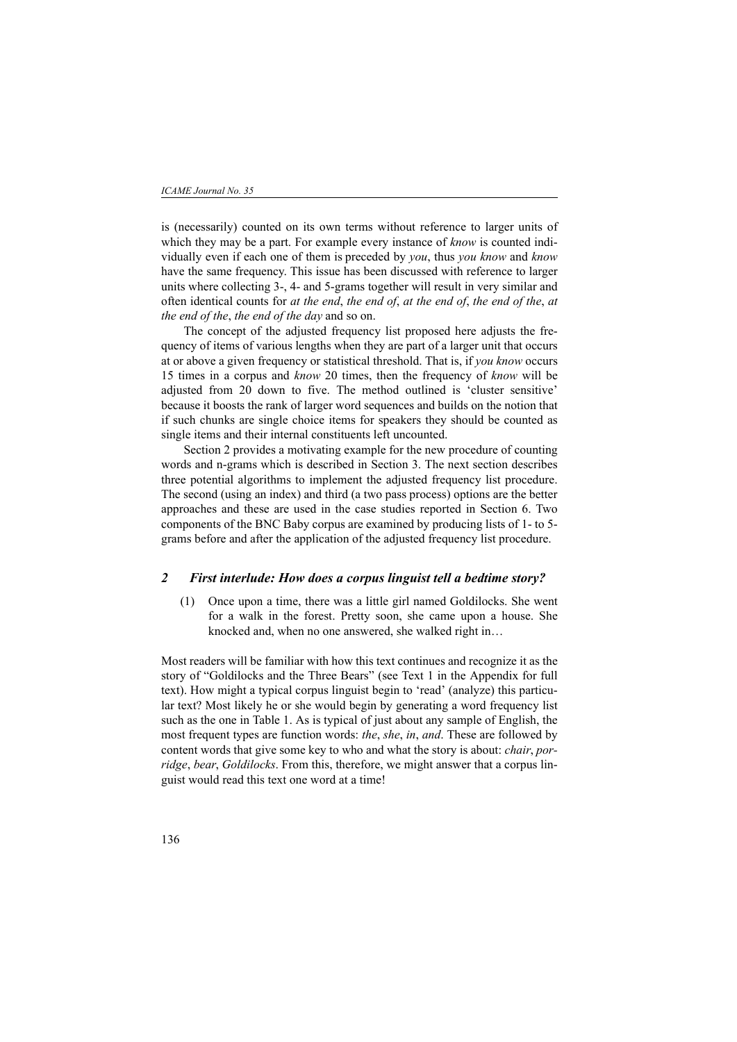is (necessarily) counted on its own terms without reference to larger units of which they may be a part. For example every instance of *know* is counted individually even if each one of them is preceded by *you*, thus *you know* and *know* have the same frequency. This issue has been discussed with reference to larger units where collecting 3-, 4- and 5-grams together will result in very similar and often identical counts for *at the end*, *the end of*, *at the end of*, *the end of the*, *at the end of the*, *the end of the day* and so on.

The concept of the adjusted frequency list proposed here adjusts the frequency of items of various lengths when they are part of a larger unit that occurs at or above a given frequency or statistical threshold. That is, if *you know* occurs 15 times in a corpus and *know* 20 times, then the frequency of *know* will be adjusted from 20 down to five. The method outlined is 'cluster sensitive' because it boosts the rank of larger word sequences and builds on the notion that if such chunks are single choice items for speakers they should be counted as single items and their internal constituents left uncounted.

Section 2 provides a motivating example for the new procedure of counting words and n-grams which is described in Section 3. The next section describes three potential algorithms to implement the adjusted frequency list procedure. The second (using an index) and third (a two pass process) options are the better approaches and these are used in the case studies reported in Section 6. Two components of the BNC Baby corpus are examined by producing lists of 1- to 5-grams before and after the application of the adjusted frequency list procedure.

## 2 First interlude: How does a corpus linguist tell a bedtime story?

(1) Once upon a time, there was a little girl named Goldilocks. She went for a walk in the forest. Pretty soon, she came upon a house. She knocked and, when no one answered, she walked right in…

Most readers will be familiar with how this text continues and recognize it as the story of "Goldilocks and the Three Bears" (see Text 1 in the Appendix for full text). How might a typical corpus linguist begin to 'read' (analyze) this particular text? Most likely he or she would begin by generating a word frequency list such as the one in Table 1. As is typical of just about any sample of English, the most frequent types are function words: *the*, *she*, *in*, *and*. These are followed by content words that give some key to who and what the story is about: *chair*, *porridge*, *bear*, *Goldilocks*. From this, therefore, we might answer that a corpus linguist would read this text one word at a time!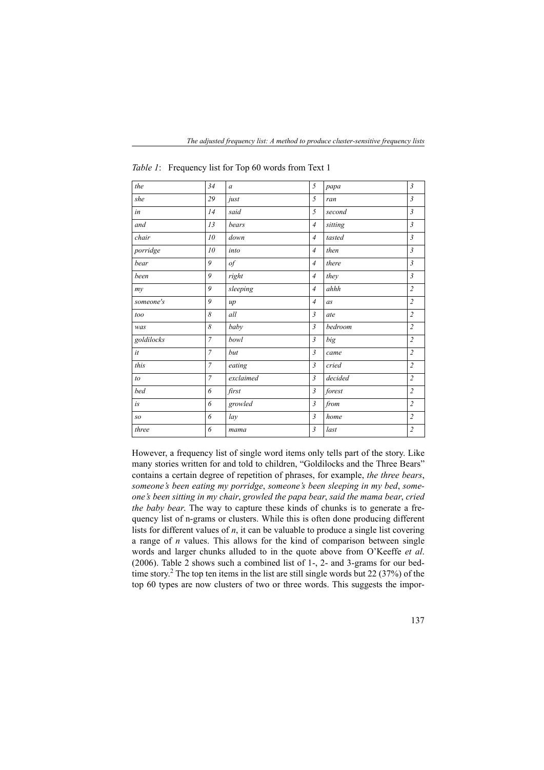*Table 1*: Frequency list for Top 60 words from Text 1

| | | | | | |
|---|---|---|---|---|---|
| *the* | *34* | *a* | *5* | *papa* | *3* |
| *she* | *29* | *just* | *5* | *ran* | *3* |
| *in* | *14* | *said* | *5* | *second* | *3* |
| *and* | *13* | *bears* | *4* | *sitting* | *3* |
| *chair* | *10* | *down* | *4* | *tasted* | *3* |
| *porridge* | *10* | *into* | *4* | *then* | *3* |
| *bear* | *9* | *of* | *4* | *there* | *3* |
| *been* | *9* | *right* | *4* | *they* | *3* |
| *my* | *9* | *sleeping* | *4* | *ahhh* | *2* |
| *someone's* | *9* | *up* | *4* | *as* | *2* |
| *too* | *8* | *all* | *3* | *ate* | *2* |
| *was* | *8* | *baby* | *3* | *bedroom* | *2* |
| *goldilocks* | *7* | *bowl* | *3* | *big* | *2* |
| *it* | *7* | *but* | *3* | *came* | *2* |
| *this* | *7* | *eating* | *3* | *cried* | *2* |
| *to* | *7* | *exclaimed* | *3* | *decided* | *2* |
| *bed* | *6* | *first* | *3* | *forest* | *2* |
| *is* | *6* | *growled* | *3* | *from* | *2* |
| *so* | *6* | *lay* | *3* | *home* | *2* |
| *three* | *6* | *mama* | *3* | *last* | *2* |

However, a frequency list of single word items only tells part of the story. Like many stories written for and told to children, "Goldilocks and the Three Bears" contains a certain degree of repetition of phrases, for example, *the three bears*, *someone's been eating my porridge*, *someone's been sleeping in my bed*, *someone's been sitting in my chair*, *growled the papa bear*, *said the mama bear*, *cried the baby bear*. The way to capture these kinds of chunks is to generate a frequency list of n-grams or clusters. While this is often done producing different lists for different values of *n*, it can be valuable to produce a single list covering a range of *n* values. This allows for the kind of comparison between single words and larger chunks alluded to in the quote above from O'Keeffe *et al*. (2006). Table 2 shows such a combined list of 1-, 2- and 3-grams for our bedtime story.[2] The top ten items in the list are still single words but 22 (37%) of the top 60 types are now clusters of two or three words. This suggests the impor-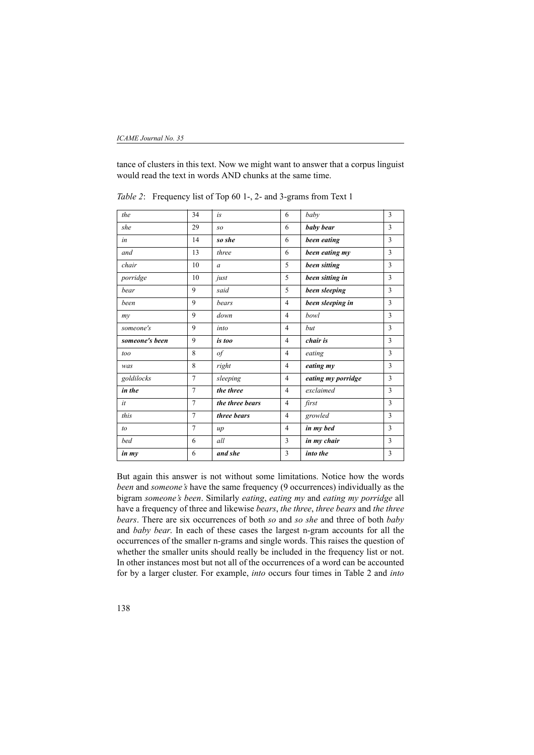tance of clusters in this text. Now we might want to answer that a corpus linguist would read the text in words AND chunks at the same time.

*Table 2*: Frequency list of Top 60 1-, 2- and 3-grams from Text 1

| | | | | | |
|---|---|---|---|---|---|
| *the* | 34 | *is* | 6 | *baby* | 3 |
| *she* | 29 | *so* | 6 | ***baby bear*** | 3 |
| *in* | 14 | ***so she*** | 6 | ***been eating*** | 3 |
| *and* | 13 | *three* | 6 | ***been eating my*** | 3 |
| *chair* | 10 | *a* | 5 | ***been sitting*** | 3 |
| *porridge* | 10 | *just* | 5 | ***been sitting in*** | 3 |
| *bear* | 9 | *said* | 5 | ***been sleeping*** | 3 |
| *been* | 9 | *bears* | 4 | ***been sleeping in*** | 3 |
| *my* | 9 | *down* | 4 | *bowl* | 3 |
| *someone's* | 9 | *into* | 4 | *but* | 3 |
| ***someone's been*** | 9 | ***is too*** | 4 | ***chair is*** | 3 |
| *too* | 8 | *of* | 4 | *eating* | 3 |
| *was* | 8 | *right* | 4 | ***eating my*** | 3 |
| *goldilocks* | 7 | *sleeping* | 4 | ***eating my porridge*** | 3 |
| ***in the*** | 7 | ***the three*** | 4 | *exclaimed* | 3 |
| *it* | 7 | ***the three bears*** | 4 | *first* | 3 |
| *this* | 7 | ***three bears*** | 4 | *growled* | 3 |
| *to* | 7 | *up* | 4 | ***in my bed*** | 3 |
| *bed* | 6 | *all* | 3 | ***in my chair*** | 3 |
| ***in my*** | 6 | ***and she*** | 3 | ***into the*** | 3 |

But again this answer is not without some limitations. Notice how the words *been* and *someone's* have the same frequency (9 occurrences) individually as the bigram *someone's been*. Similarly *eating*, *eating my* and *eating my porridge* all have a frequency of three and likewise *bears*, *the three*, *three bears* and *the three bears*. There are six occurrences of both *so* and *so she* and three of both *baby* and *baby bear*. In each of these cases the largest n-gram accounts for all the occurrences of the smaller n-grams and single words. This raises the question of whether the smaller units should really be included in the frequency list or not. In other instances most but not all of the occurrences of a word can be accounted for by a larger cluster. For example, *into* occurs four times in Table 2 and *into*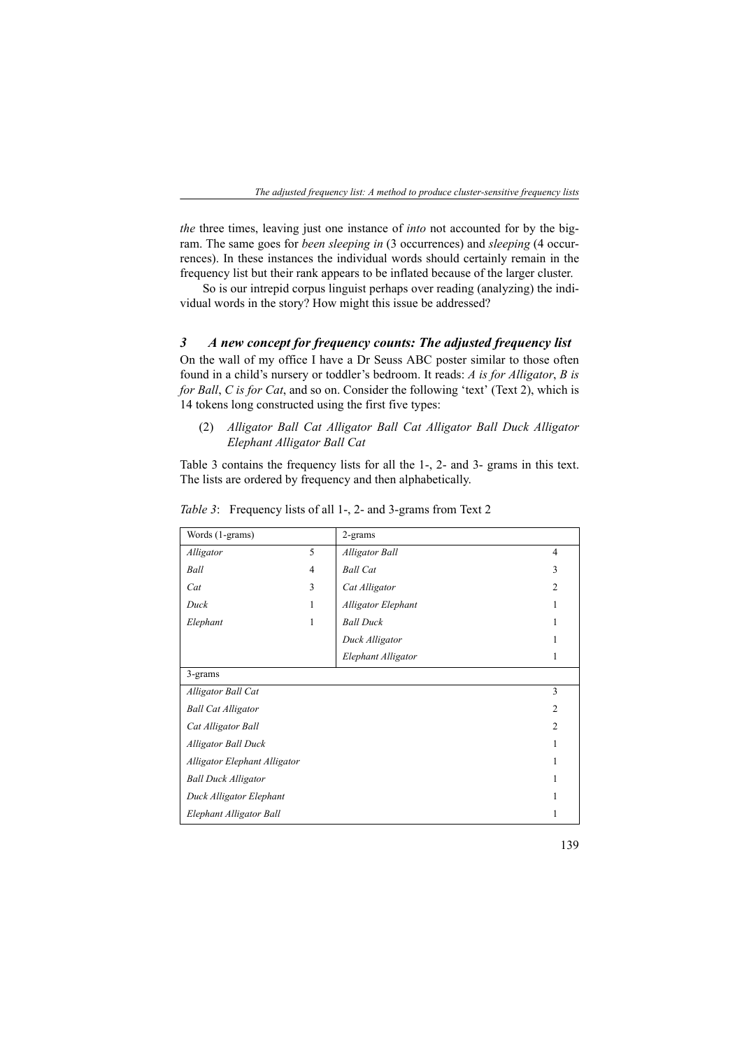*the* three times, leaving just one instance of *into* not accounted for by the bigram. The same goes for *been sleeping in* (3 occurrences) and *sleeping* (4 occurrences). In these instances the individual words should certainly remain in the frequency list but their rank appears to be inflated because of the larger cluster.

So is our intrepid corpus linguist perhaps over reading (analyzing) the individual words in the story? How might this issue be addressed?

## *3 A new concept for frequency counts: The adjusted frequency list*

On the wall of my office I have a Dr Seuss ABC poster similar to those often found in a child's nursery or toddler's bedroom. It reads: *A is for Alligator*, *B is for Ball*, *C is for Cat*, and so on. Consider the following 'text' (Text 2), which is 14 tokens long constructed using the first five types:

(2) *Alligator Ball Cat Alligator Ball Cat Alligator Ball Duck Alligator Elephant Alligator Ball Cat*

Table 3 contains the frequency lists for all the 1-, 2- and 3- grams in this text. The lists are ordered by frequency and then alphabetically.

*Table 3*: Frequency lists of all 1-, 2- and 3-grams from Text 2

| Words (1-grams) | | 2-grams | |
|---|---|---|---|
| *Alligator* | 5 | *Alligator Ball* | 4 |
| *Ball* | 4 | *Ball Cat* | 3 |
| *Cat* | 3 | *Cat Alligator* | 2 |
| *Duck* | 1 | *Alligator Elephant* | 1 |
| *Elephant* | 1 | *Ball Duck* | 1 |
| | | *Duck Alligator* | 1 |
| | | *Elephant Alligator* | 1 |

| 3-grams | |
|---|---|
| *Alligator Ball Cat* | 3 |
| *Ball Cat Alligator* | 2 |
| *Cat Alligator Ball* | 2 |
| *Alligator Ball Duck* | 1 |
| *Alligator Elephant Alligator* | 1 |
| *Ball Duck Alligator* | 1 |
| *Duck Alligator Elephant* | 1 |
| *Elephant Alligator Ball* | 1 |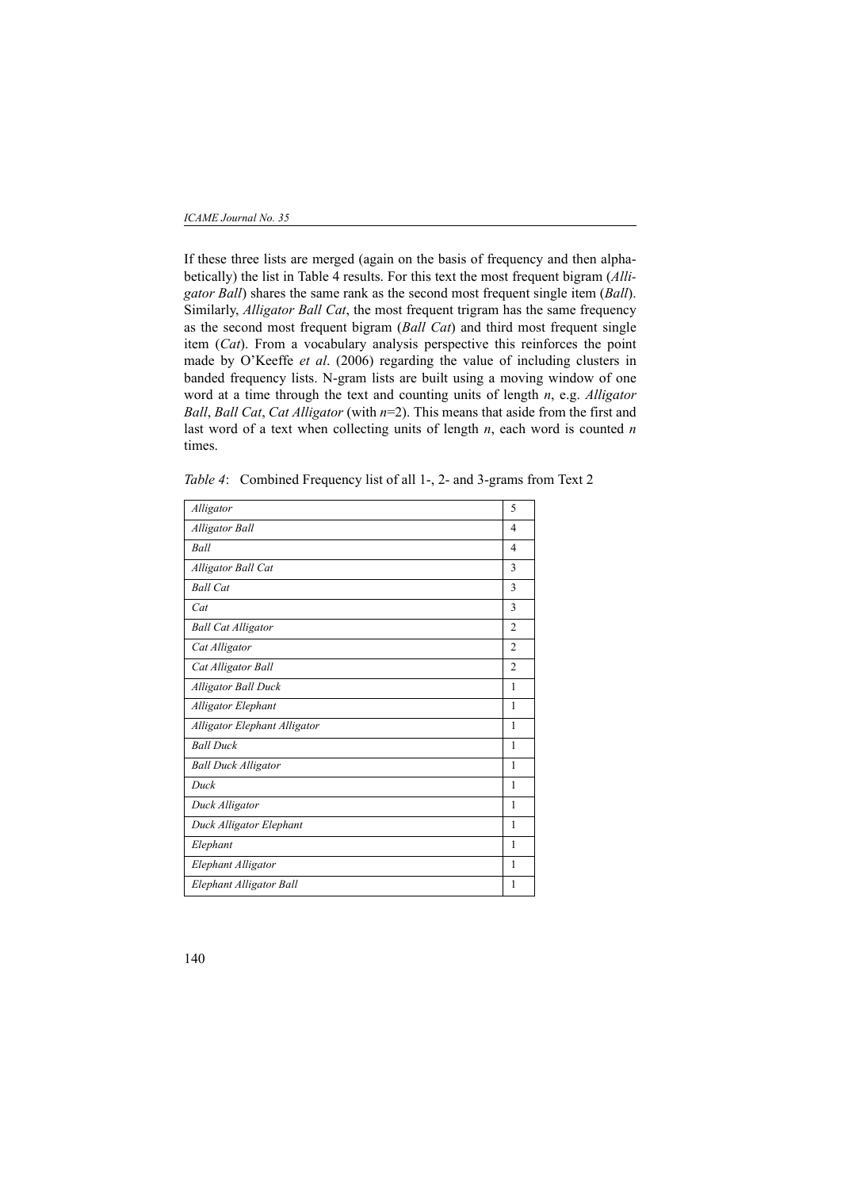If these three lists are merged (again on the basis of frequency and then alphabetically) the list in Table 4 results. For this text the most frequent bigram (*Alligator Ball*) shares the same rank as the second most frequent single item (*Ball*). Similarly, *Alligator Ball Cat*, the most frequent trigram has the same frequency as the second most frequent bigram (*Ball Cat*) and third most frequent single item (*Cat*). From a vocabulary analysis perspective this reinforces the point made by O'Keeffe *et al*. (2006) regarding the value of including clusters in banded frequency lists. N-gram lists are built using a moving window of one word at a time through the text and counting units of length *n*, e.g. *Alligator Ball*, *Ball Cat*, *Cat Alligator* (with *n*=2). This means that aside from the first and last word of a text when collecting units of length *n*, each word is counted *n* times.

*Table 4*: Combined Frequency list of all 1-, 2- and 3-grams from Text 2

| | |
|---|---|
| *Alligator* | 5 |
| *Alligator Ball* | 4 |
| *Ball* | 4 |
| *Alligator Ball Cat* | 3 |
| *Ball Cat* | 3 |
| *Cat* | 3 |
| *Ball Cat Alligator* | 2 |
| *Cat Alligator* | 2 |
| *Cat Alligator Ball* | 2 |
| *Alligator Ball Duck* | 1 |
| *Alligator Elephant* | 1 |
| *Alligator Elephant Alligator* | 1 |
| *Ball Duck* | 1 |
| *Ball Duck Alligator* | 1 |
| *Duck* | 1 |
| *Duck Alligator* | 1 |
| *Duck Alligator Elephant* | 1 |
| *Elephant* | 1 |
| *Elephant Alligator* | 1 |
| *Elephant Alligator Ball* | 1 |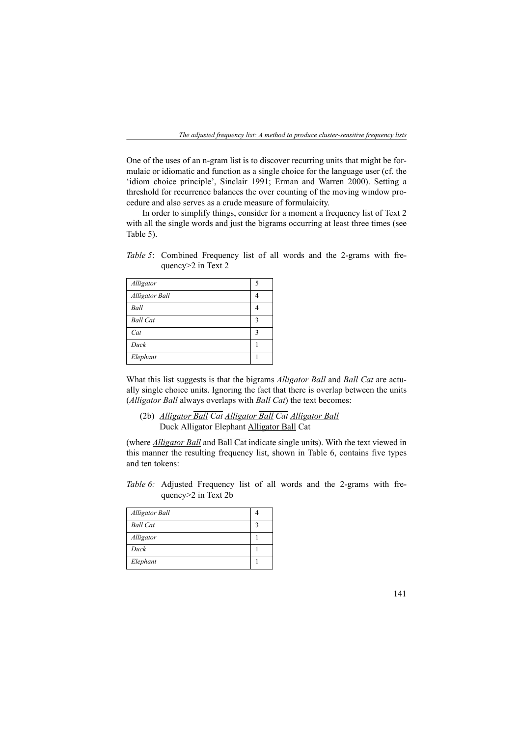One of the uses of an n-gram list is to discover recurring units that might be formulaic or idiomatic and function as a single choice for the language user (cf. the 'idiom choice principle', Sinclair 1991; Erman and Warren 2000). Setting a threshold for recurrence balances the over counting of the moving window procedure and also serves as a crude measure of formulaicity.

In order to simplify things, consider for a moment a frequency list of Text 2 with all the single words and just the bigrams occurring at least three times (see Table 5).

*Table 5*: Combined Frequency list of all words and the 2-grams with frequency>2 in Text 2

| | |
|---|---|
| *Alligator* | 5 |
| *Alligator Ball* | 4 |
| *Ball* | 4 |
| *Ball Cat* | 3 |
| *Cat* | 3 |
| *Duck* | 1 |
| *Elephant* | 1 |

What this list suggests is that the bigrams *Alligator Ball* and *Ball Cat* are actually single choice units. Ignoring the fact that there is overlap between the units (*Alligator Ball* always overlaps with *Ball Cat*) the text becomes:

(2b) *Alligator Ball Cat Alligator Ball Cat Alligator Ball*
Duck Alligator Elephant Alligator Ball Cat

(where *Alligator Ball* and Ball Cat indicate single units). With the text viewed in this manner the resulting frequency list, shown in Table 6, contains five types and ten tokens:

*Table 6:* Adjusted Frequency list of all words and the 2-grams with frequency>2 in Text 2b

| | |
|---|---|
| *Alligator Ball* | 4 |
| *Ball Cat* | 3 |
| *Alligator* | 1 |
| *Duck* | 1 |
| *Elephant* | 1 |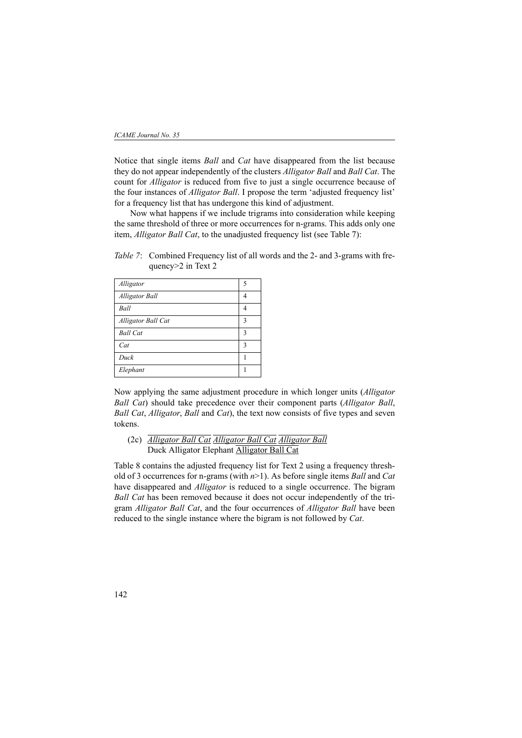Notice that single items *Ball* and *Cat* have disappeared from the list because they do not appear independently of the clusters *Alligator Ball* and *Ball Cat*. The count for *Alligator* is reduced from five to just a single occurrence because of the four instances of *Alligator Ball*. I propose the term 'adjusted frequency list' for a frequency list that has undergone this kind of adjustment.

Now what happens if we include trigrams into consideration while keeping the same threshold of three or more occurrences for n-grams. This adds only one item, *Alligator Ball Cat*, to the unadjusted frequency list (see Table 7):

*Table 7*: Combined Frequency list of all words and the 2- and 3-grams with frequency>2 in Text 2

| | |
|---|---|
| *Alligator* | 5 |
| *Alligator Ball* | 4 |
| *Ball* | 4 |
| *Alligator Ball Cat* | 3 |
| *Ball Cat* | 3 |
| *Cat* | 3 |
| *Duck* | 1 |
| *Elephant* | 1 |

Now applying the same adjustment procedure in which longer units (*Alligator Ball Cat*) should take precedence over their component parts (*Alligator Ball*, *Ball Cat*, *Alligator*, *Ball* and *Cat*), the text now consists of five types and seven tokens.

(2c) *Alligator Ball Cat* *Alligator Ball Cat* *Alligator Ball*
Duck Alligator Elephant Alligator Ball Cat

Table 8 contains the adjusted frequency list for Text 2 using a frequency threshold of 3 occurrences for n-grams (with $n$>1). As before single items *Ball* and *Cat* have disappeared and *Alligator* is reduced to a single occurrence. The bigram *Ball Cat* has been removed because it does not occur independently of the trigram *Alligator Ball Cat*, and the four occurrences of *Alligator Ball* have been reduced to the single instance where the bigram is not followed by *Cat*.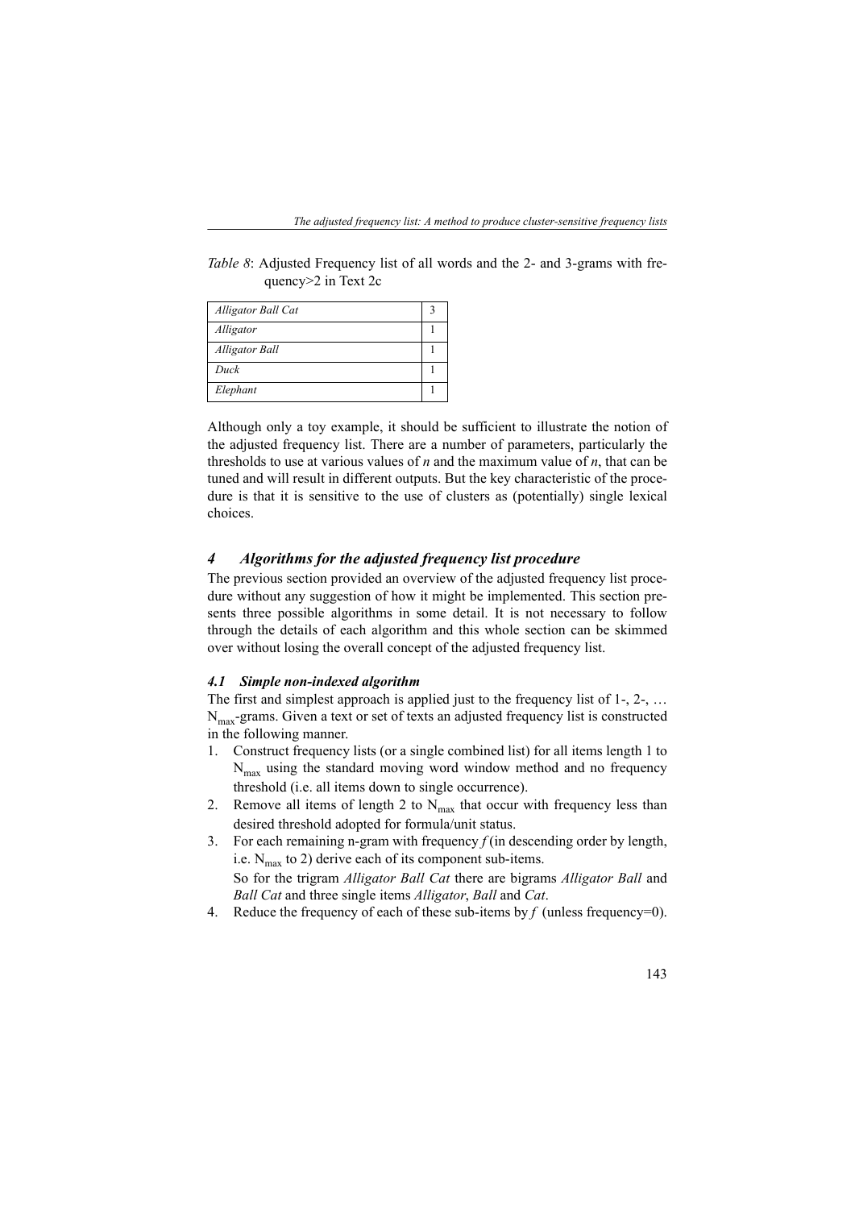*Table 8*: Adjusted Frequency list of all words and the 2- and 3-grams with frequency>2 in Text 2c

| | |
|---|---|
| *Alligator Ball Cat* | 3 |
| *Alligator* | 1 |
| *Alligator Ball* | 1 |
| *Duck* | 1 |
| *Elephant* | 1 |

Although only a toy example, it should be sufficient to illustrate the notion of the adjusted frequency list. There are a number of parameters, particularly the thresholds to use at various values of *n* and the maximum value of *n*, that can be tuned and will result in different outputs. But the key characteristic of the procedure is that it is sensitive to the use of clusters as (potentially) single lexical choices.

## *4 Algorithms for the adjusted frequency list procedure*

The previous section provided an overview of the adjusted frequency list procedure without any suggestion of how it might be implemented. This section presents three possible algorithms in some detail. It is not necessary to follow through the details of each algorithm and this whole section can be skimmed over without losing the overall concept of the adjusted frequency list.

### *4.1 Simple non-indexed algorithm*

The first and simplest approach is applied just to the frequency list of 1-, 2-, … $N_{max}$-grams. Given a text or set of texts an adjusted frequency list is constructed in the following manner.

1. Construct frequency lists (or a single combined list) for all items length 1 to $N_{max}$ using the standard moving word window method and no frequency threshold (i.e. all items down to single occurrence).
2. Remove all items of length 2 to $N_{max}$ that occur with frequency less than desired threshold adopted for formula/unit status.
3. For each remaining n-gram with frequency *f* (in descending order by length, i.e. $N_{max}$ to 2) derive each of its component sub-items.
   So for the trigram *Alligator Ball Cat* there are bigrams *Alligator Ball* and *Ball Cat* and three single items *Alligator*, *Ball* and *Cat*.
4. Reduce the frequency of each of these sub-items by *f* (unless frequency=0).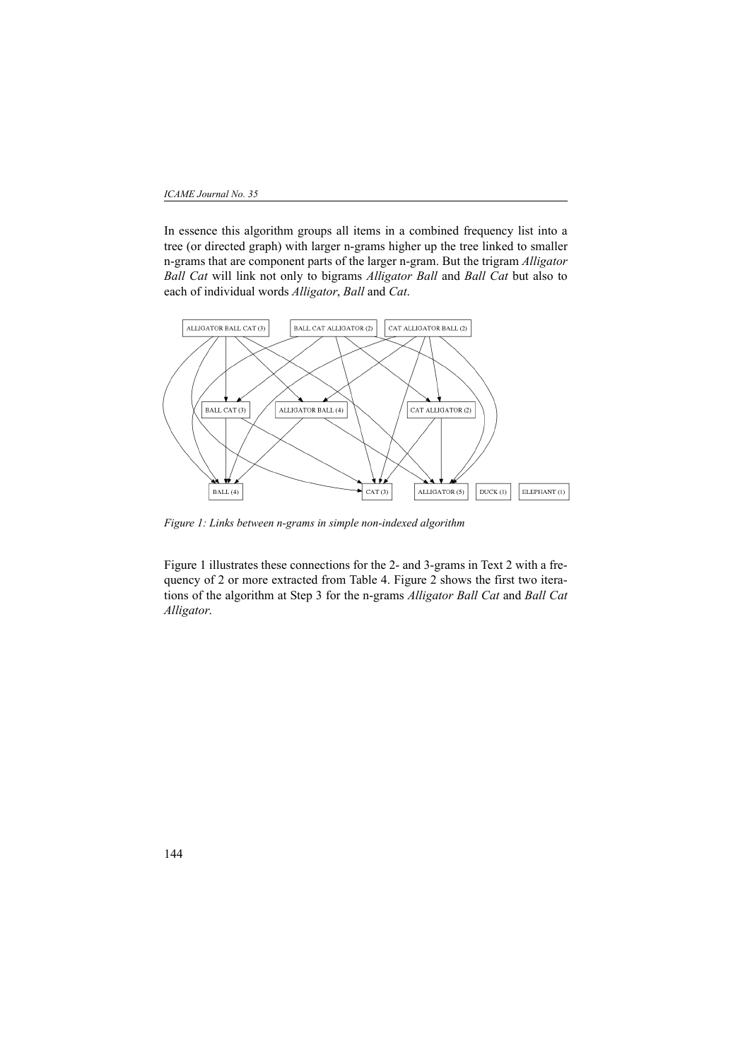In essence this algorithm groups all items in a combined frequency list into a tree (or directed graph) with larger n-grams higher up the tree linked to smaller n-grams that are component parts of the larger n-gram. But the trigram *Alligator Ball Cat* will link not only to bigrams *Alligator Ball* and *Ball Cat* but also to each of individual words *Alligator*, *Ball* and *Cat*.

*Figure 1: Links between n-grams in simple non-indexed algorithm*

Figure 1 illustrates these connections for the 2- and 3-grams in Text 2 with a frequency of 2 or more extracted from Table 4. Figure 2 shows the first two iterations of the algorithm at Step 3 for the n-grams *Alligator Ball Cat* and *Ball Cat Alligator*.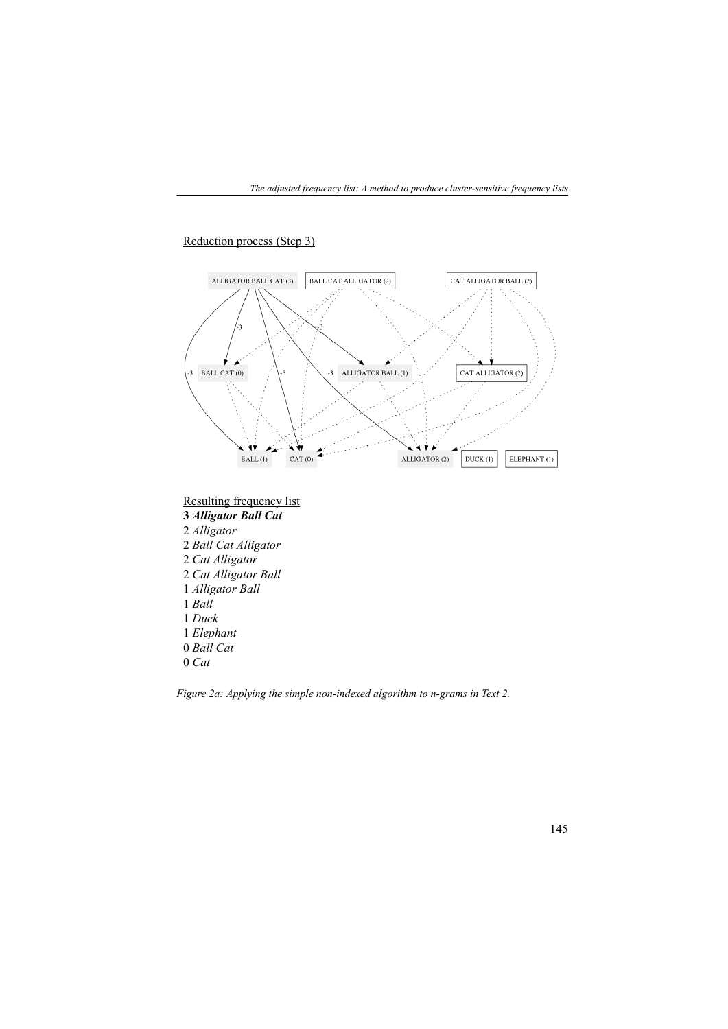Reduction process (Step 3)

Resulting frequency list

**3 *Alligator Ball Cat***
2 *Alligator*
2 *Ball Cat Alligator*
2 *Cat Alligator*
2 *Cat Alligator Ball*
1 *Alligator Ball*
1 *Ball*
1 *Duck*
1 *Elephant*
0 *Ball Cat*
0 *Cat*

*Figure 2a: Applying the simple non-indexed algorithm to n-grams in Text 2.*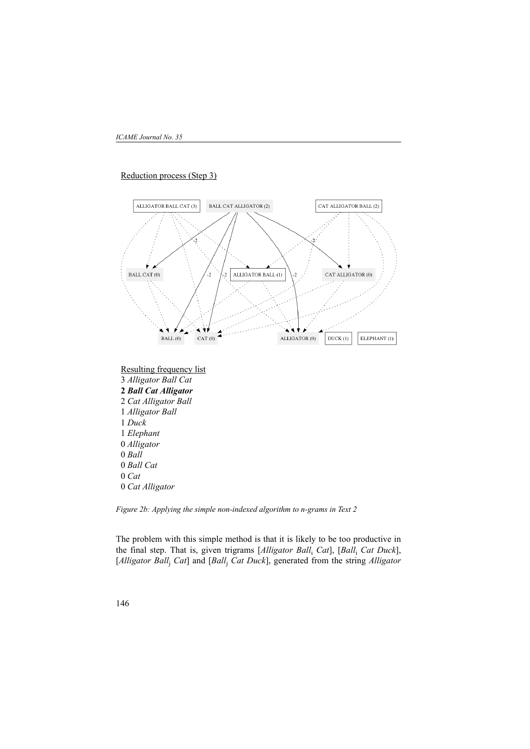Reduction process (Step 3)

Resulting frequency list

3 *Alligator Ball Cat*
**2 *Ball Cat Alligator***
2 *Cat Alligator Ball*
1 *Alligator Ball*
1 *Duck*
1 *Elephant*
0 *Alligator*
0 *Ball*
0 *Ball Cat*
0 *Cat*
0 *Cat Alligator*

*Figure 2b: Applying the simple non-indexed algorithm to n-grams in Text 2*

The problem with this simple method is that it is likely to be too productive in the final step. That is, given trigrams [*Alligator* $Ball_i$ *Cat*], [$Ball_i$ *Cat Duck*], [*Alligator* $Ball_j$ *Cat*] and [$Ball_j$ *Cat Duck*], generated from the string *Alligator*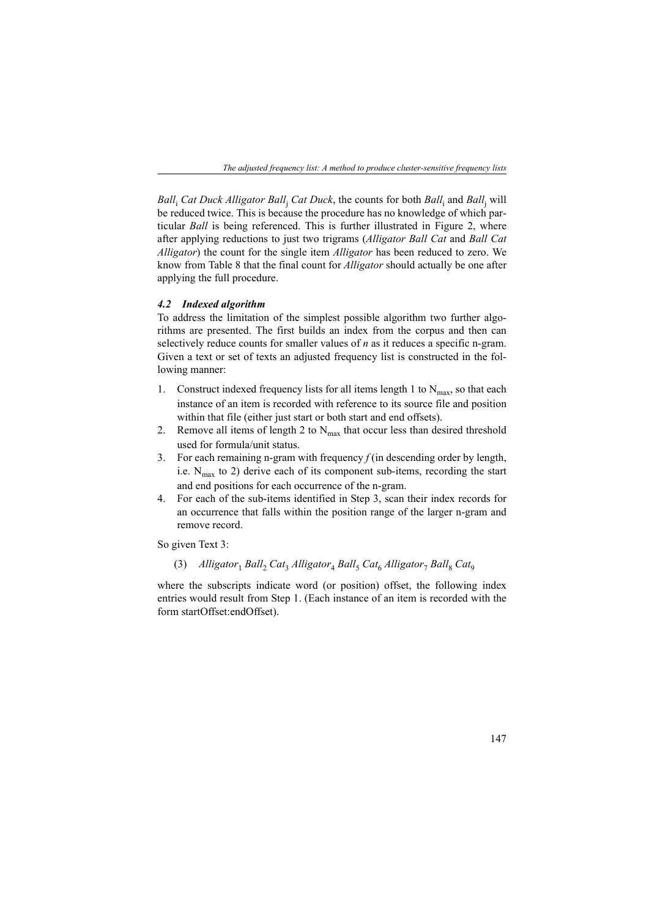*Ball*$_i$ *Cat Duck Alligator Ball*$_j$ *Cat Duck*, the counts for both *Ball*$_i$ and *Ball*$_j$ will be reduced twice. This is because the procedure has no knowledge of which particular *Ball* is being referenced. This is further illustrated in Figure 2, where after applying reductions to just two trigrams (*Alligator Ball Cat* and *Ball Cat Alligator*) the count for the single item *Alligator* has been reduced to zero. We know from Table 8 that the final count for *Alligator* should actually be one after applying the full procedure.

### *4.2 Indexed algorithm*

To address the limitation of the simplest possible algorithm two further algorithms are presented. The first builds an index from the corpus and then can selectively reduce counts for smaller values of *n* as it reduces a specific n-gram. Given a text or set of texts an adjusted frequency list is constructed in the following manner:

1. Construct indexed frequency lists for all items length 1 to $N_{max}$, so that each instance of an item is recorded with reference to its source file and position within that file (either just start or both start and end offsets).
2. Remove all items of length 2 to $N_{max}$ that occur less than desired threshold used for formula/unit status.
3. For each remaining n-gram with frequency *f* (in descending order by length, i.e. $N_{max}$ to 2) derive each of its component sub-items, recording the start and end positions for each occurrence of the n-gram.
4. For each of the sub-items identified in Step 3, scan their index records for an occurrence that falls within the position range of the larger n-gram and remove record.

So given Text 3:

(3) *Alligator*$_1$ *Ball*$_2$ *Cat*$_3$ *Alligator*$_4$ *Ball*$_5$ *Cat*$_6$ *Alligator*$_7$ *Ball*$_8$ *Cat*$_9$

where the subscripts indicate word (or position) offset, the following index entries would result from Step 1. (Each instance of an item is recorded with the form startOffset:endOffset).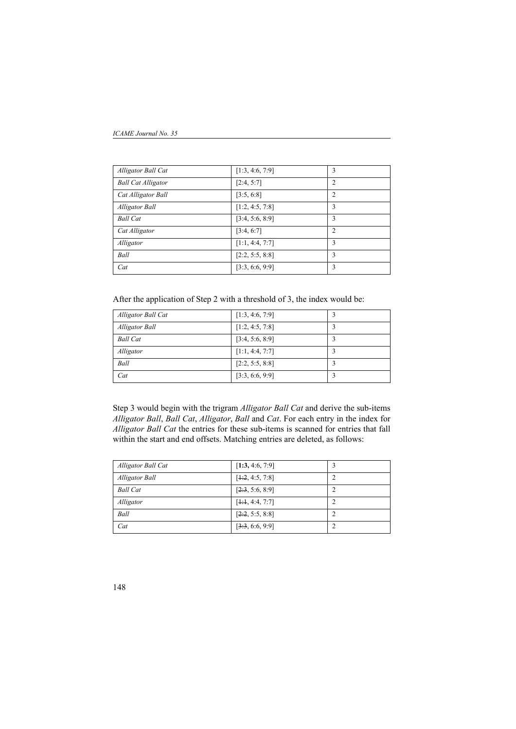| *Alligator Ball Cat* | [1:3, 4:6, 7:9] | 3 |
|---|---|---|
| *Ball Cat Alligator* | [2:4, 5:7] | 2 |
| *Cat Alligator Ball* | [3:5, 6:8] | 2 |
| *Alligator Ball* | [1:2, 4:5, 7:8] | 3 |
| *Ball Cat* | [3:4, 5:6, 8:9] | 3 |
| *Cat Alligator* | [3:4, 6:7] | 2 |
| *Alligator* | [1:1, 4:4, 7:7] | 3 |
| *Ball* | [2:2, 5:5, 8:8] | 3 |
| *Cat* | [3:3, 6:6, 9:9] | 3 |

After the application of Step 2 with a threshold of 3, the index would be:

| *Alligator Ball Cat* | [1:3, 4:6, 7:9] | 3 |
|---|---|---|
| *Alligator Ball* | [1:2, 4:5, 7:8] | 3 |
| *Ball Cat* | [3:4, 5:6, 8:9] | 3 |
| *Alligator* | [1:1, 4:4, 7:7] | 3 |
| *Ball* | [2:2, 5:5, 8:8] | 3 |
| *Cat* | [3:3, 6:6, 9:9] | 3 |

Step 3 would begin with the trigram *Alligator Ball Cat* and derive the sub-items *Alligator Ball*, *Ball Cat*, *Alligator*, *Ball* and *Cat*. For each entry in the index for *Alligator Ball Cat* the entries for these sub-items is scanned for entries that fall within the start and end offsets. Matching entries are deleted, as follows:

| *Alligator Ball Cat* | [**1:3,** 4:6, 7:9] | 3 |
|---|---|---|
| *Alligator Ball* | [~~1:2~~, 4:5, 7:8] | 2 |
| *Ball Cat* | [~~2:3~~, 5:6, 8:9] | 2 |
| *Alligator* | [~~1:1~~, 4:4, 7:7] | 2 |
| *Ball* | [~~2:2~~, 5:5, 8:8] | 2 |
| *Cat* | [~~3:3~~, 6:6, 9:9] | 2 |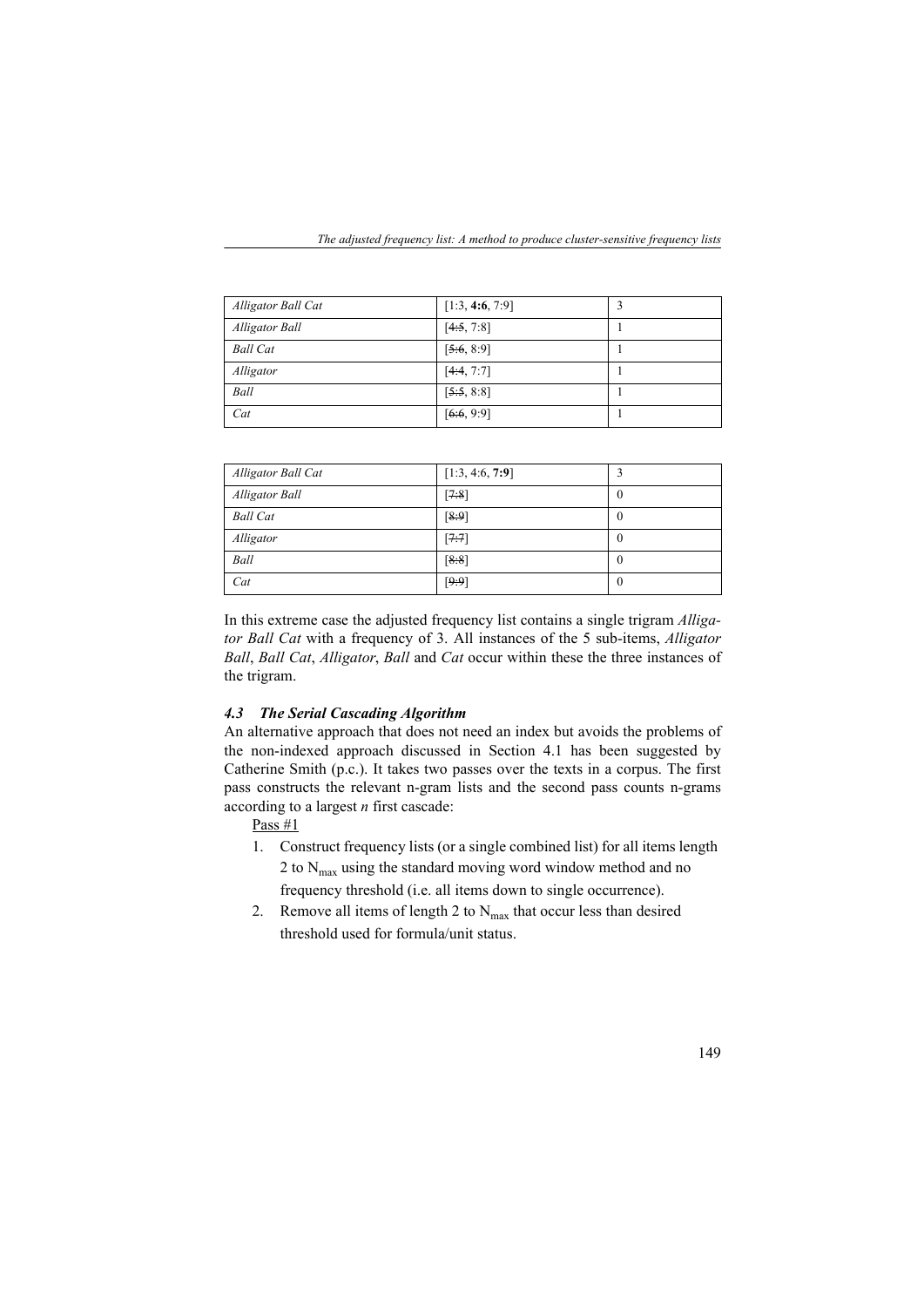| *Alligator Ball Cat* | [1:3, **4:6**, 7:9] | 3 |
|---|---|---|
| *Alligator Ball* | [~~4:5~~, 7:8] | 1 |
| *Ball Cat* | [~~5:6~~, 8:9] | 1 |
| *Alligator* | [~~4:4~~, 7:7] | 1 |
| *Ball* | [~~5:5~~, 8:8] | 1 |
| *Cat* | [~~6:6~~, 9:9] | 1 |

| *Alligator Ball Cat* | [1:3, 4:6, **7:9**] | 3 |
|---|---|---|
| *Alligator Ball* | [~~7:8~~] | 0 |
| *Ball Cat* | [~~8:9~~] | 0 |
| *Alligator* | [~~7:7~~] | 0 |
| *Ball* | [~~8:8~~] | 0 |
| *Cat* | [~~9:9~~] | 0 |

In this extreme case the adjusted frequency list contains a single trigram *Alligator Ball Cat* with a frequency of 3. All instances of the 5 sub-items, *Alligator Ball*, *Ball Cat*, *Alligator*, *Ball* and *Cat* occur within these the three instances of the trigram.

### *4.3 The Serial Cascading Algorithm*

An alternative approach that does not need an index but avoids the problems of the non-indexed approach discussed in Section 4.1 has been suggested by Catherine Smith (p.c.). It takes two passes over the texts in a corpus. The first pass constructs the relevant n-gram lists and the second pass counts n-grams according to a largest *n* first cascade:

<u>Pass #1</u>

1. Construct frequency lists (or a single combined list) for all items length 2 to $N_{max}$ using the standard moving word window method and no frequency threshold (i.e. all items down to single occurrence).
2. Remove all items of length 2 to $N_{max}$ that occur less than desired threshold used for formula/unit status.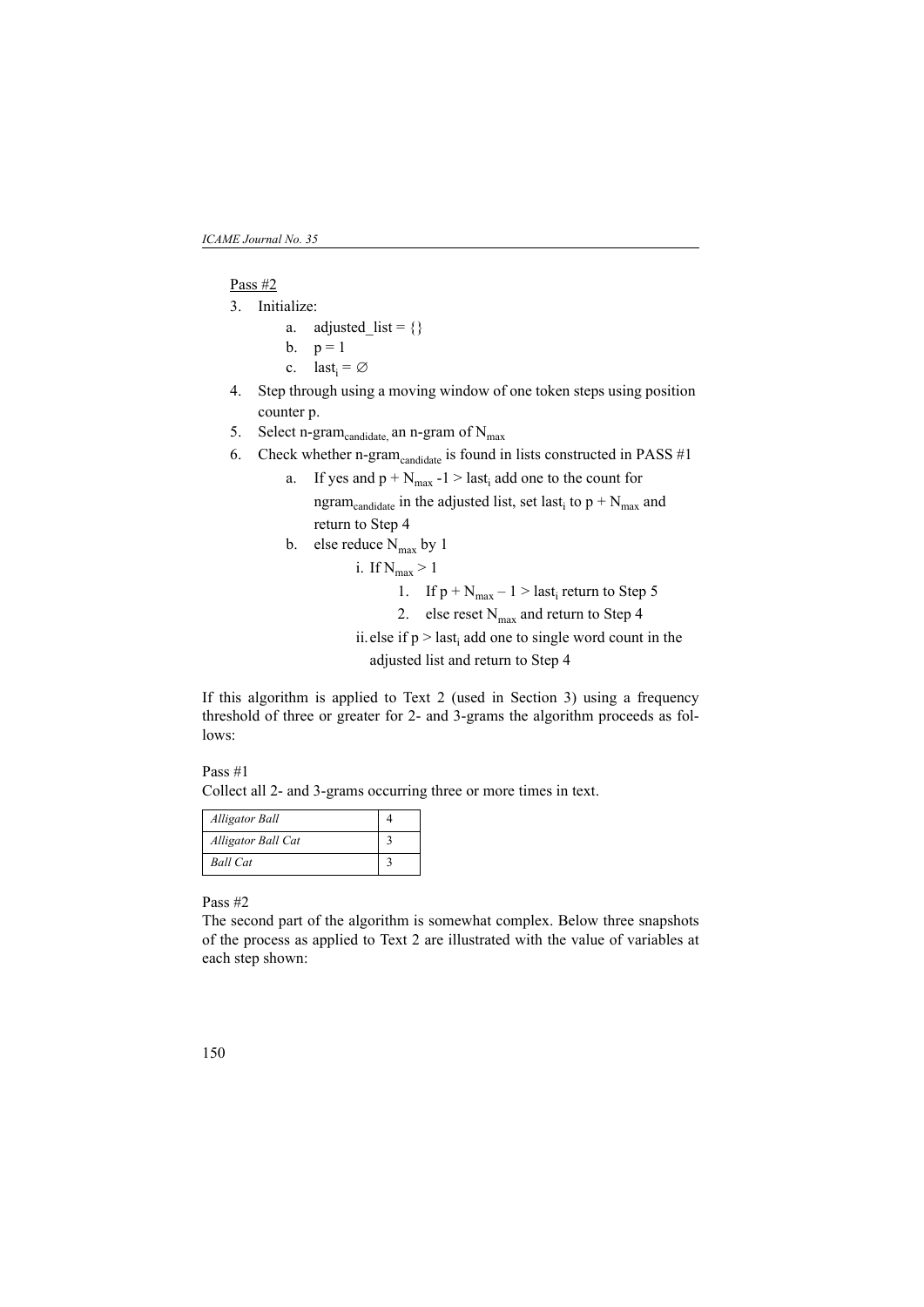Pass #2

3. Initialize:
    a. adjusted_list = {}
    b. p = 1
    c. $last_i = \varnothing$
4. Step through using a moving window of one token steps using position counter p.
5. Select $\text{n-gram}_{candidate,}$ an n-gram of $N_{max}$
6. Check whether $\text{n-gram}_{candidate}$ is found in lists constructed in PASS #1
    a. If yes and $p + N_{max} - 1 > last_i$ add one to the count for $\text{ngram}_{candidate}$ in the adjusted list, set $last_i$ to $p + N_{max}$ and return to Step 4
    b. else reduce $N_{max}$ by 1
        i. If $N_{max} > 1$
            1. If $p + N_{max} - 1 > last_i$ return to Step 5
            2. else reset $N_{max}$ and return to Step 4
        ii. else if $p > last_i$ add one to single word count in the adjusted list and return to Step 4

If this algorithm is applied to Text 2 (used in Section 3) using a frequency threshold of three or greater for 2- and 3-grams the algorithm proceeds as follows:

Pass #1
Collect all 2- and 3-grams occurring three or more times in text.

| | |
|---|---|
| *Alligator Ball* | 4 |
| *Alligator Ball Cat* | 3 |
| *Ball Cat* | 3 |

Pass #2
The second part of the algorithm is somewhat complex. Below three snapshots of the process as applied to Text 2 are illustrated with the value of variables at each step shown: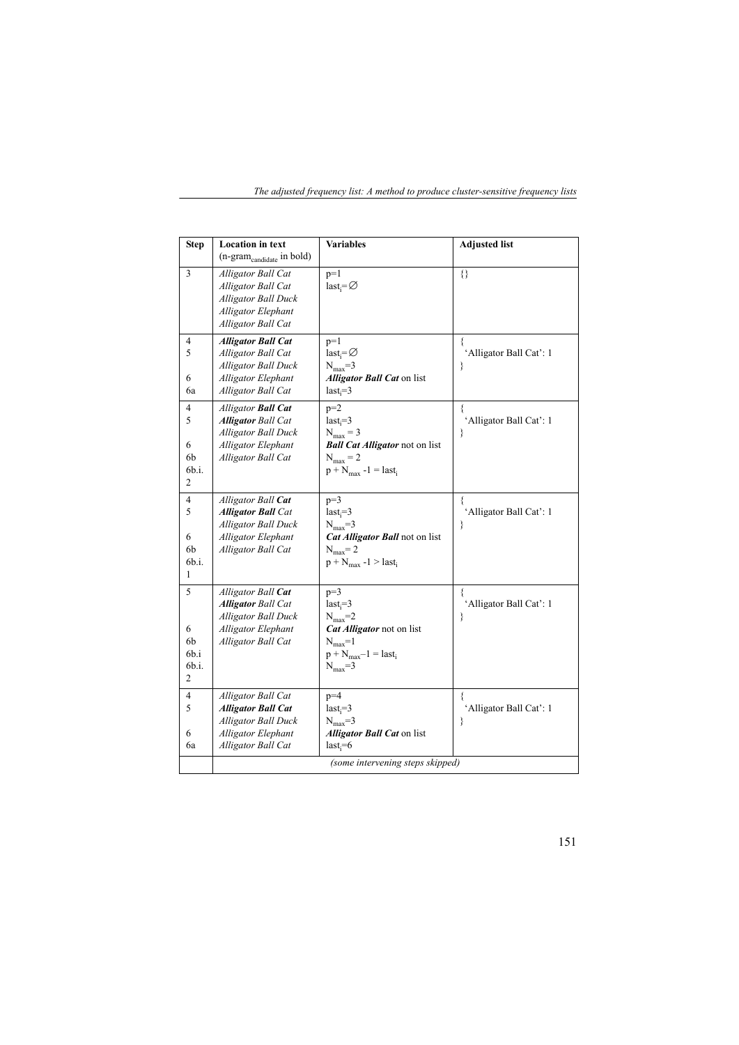| Step | Location in text ($n$-gram$_{candidate}$ in bold) | Variables | Adjusted list |
|---|---|---|---|
| 3 | *Alligator Ball Cat*<br>*Alligator Ball Cat*<br>*Alligator Ball Duck*<br>*Alligator Elephant*<br>*Alligator Ball Cat* | $p=1$<br>$last_i=\varnothing$ | {} |
| 4<br>5<br><br>6<br>6a | ***Alligator Ball Cat***<br>*Alligator Ball Cat*<br>*Alligator Ball Duck*<br>*Alligator Elephant*<br>*Alligator Ball Cat* | $p=1$<br>$last_i=\varnothing$<br>$N_{max}=3$<br>***Alligator Ball Cat*** on list<br>$last_i=3$ | {<br>'Alligator Ball Cat': 1<br>} |
| 4<br>5<br><br>6<br>6b<br>6b.i.<br>2 | *Alligator* ***Ball Cat***<br>***Alligator*** *Ball Cat*<br>*Alligator Ball Duck*<br>*Alligator Elephant*<br>*Alligator Ball Cat* | $p=2$<br>$last_i=3$<br>$N_{max}=3$<br>***Ball Cat Alligator*** not on list<br>$N_{max}=2$<br>$p + N_{max} -1 = last_i$ | {<br>'Alligator Ball Cat': 1<br>} |
| 4<br>5<br><br>6<br>6b<br>6b.i.<br>1 | *Alligator Ball* ***Cat***<br>***Alligator Ball*** *Cat*<br>*Alligator Ball Duck*<br>*Alligator Elephant*<br>*Alligator Ball Cat* | $p=3$<br>$last_i=3$<br>$N_{max}=3$<br>***Cat Alligator Ball*** not on list<br>$N_{max}=2$<br>$p + N_{max} -1 > last_i$ | {<br>'Alligator Ball Cat': 1<br>} |
| 5<br><br><br>6<br>6b<br>6b.i<br>6b.i.<br>2 | *Alligator Ball* ***Cat***<br>***Alligator*** *Ball Cat*<br>*Alligator Ball Duck*<br>*Alligator Elephant*<br>*Alligator Ball Cat* | $p=3$<br>$last_i=3$<br>$N_{max}=2$<br>***Cat Alligator*** not on list<br>$N_{max}=1$<br>$p + N_{max}-1 = last_i$<br>$N_{max}=3$ | {<br>'Alligator Ball Cat': 1<br>} |
| 4<br>5<br><br>6<br>6a | *Alligator Ball Cat*<br>***Alligator Ball Cat***<br>*Alligator Ball Duck*<br>*Alligator Elephant*<br>*Alligator Ball Cat* | $p=4$<br>$last_i=3$<br>$N_{max}=3$<br>***Alligator Ball Cat*** on list<br>$last_i=6$ | {<br>'Alligator Ball Cat': 1<br>} |
| | *(some intervening steps skipped)* | | |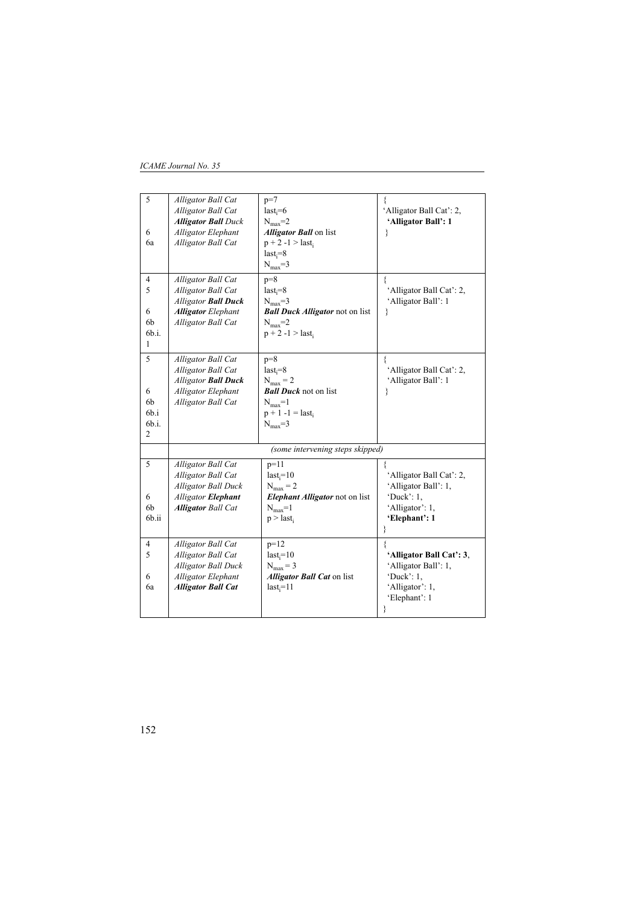| | | | |
|---|---|---|---|
| 5<br><br><br>6<br>6a | *Alligator Ball Cat*<br>*Alligator Ball Cat*<br>***Alligator Ball** Duck*<br>*Alligator Elephant*<br>*Alligator Ball Cat* | p=7<br>$last_i$=6<br>$N_{max}$=2<br>***Alligator Ball*** on list<br>$p + 2 - 1 > last_i$<br>$last_i$=8<br>$N_{max}$=3 | {<br>'Alligator Ball Cat': 2,<br>**'Alligator Ball': 1**<br>} |
| 4<br>5<br><br>6<br>6b<br>6b.i.<br>1 | *Alligator Ball Cat*<br>*Alligator Ball Cat*<br>*Alligator **Ball Duck***<br>***Alligator** Elephant*<br>*Alligator Ball Cat* | p=8<br>$last_i$=8<br>$N_{max}$=3<br>***Ball Duck Alligator*** not on list<br>$N_{max}$=2<br>$p + 2 - 1 > last_i$ | {<br>'Alligator Ball Cat': 2,<br>'Alligator Ball': 1<br>} |
| 5<br><br><br>6<br>6b<br>6b.i<br>6b.i.<br>2 | *Alligator Ball Cat*<br>*Alligator Ball Cat*<br>*Alligator **Ball Duck***<br>*Alligator Elephant*<br>*Alligator Ball Cat* | p=8<br>$last_i$=8<br>$N_{max}$ = 2<br>***Ball Duck*** not on list<br>$N_{max}$=1<br>$p + 1 - 1 = last_i$<br>$N_{max}$=3 | {<br>'Alligator Ball Cat': 2,<br>'Alligator Ball': 1<br>} |
| | *(some intervening steps skipped)* | | |
| 5<br><br><br>6<br>6b<br>6b.ii | *Alligator Ball Cat*<br>*Alligator Ball Cat*<br>*Alligator Ball Duck*<br>*Alligator **Elephant***<br>***Alligator** Ball Cat* | p=11<br>$last_i$=10<br>$N_{max}$ = 2<br>***Elephant Alligator*** not on list<br>$N_{max}$=1<br>$p > last_i$ | {<br>'Alligator Ball Cat': 2,<br>'Alligator Ball': 1,<br>'Duck': 1,<br>'Alligator': 1,<br>**'Elephant': 1**<br>} |
| 4<br>5<br><br>6<br>6a | *Alligator Ball Cat*<br>*Alligator Ball Cat*<br>*Alligator Ball Duck*<br>*Alligator Elephant*<br>***Alligator Ball Cat*** | p=12<br>$last_i$=10<br>$N_{max}$ = 3<br>***Alligator Ball Cat*** on list<br>$last_i$=11 | {<br>**'Alligator Ball Cat': 3**,<br>'Alligator Ball': 1,<br>'Duck': 1,<br>'Alligator': 1,<br>'Elephant': 1<br>} |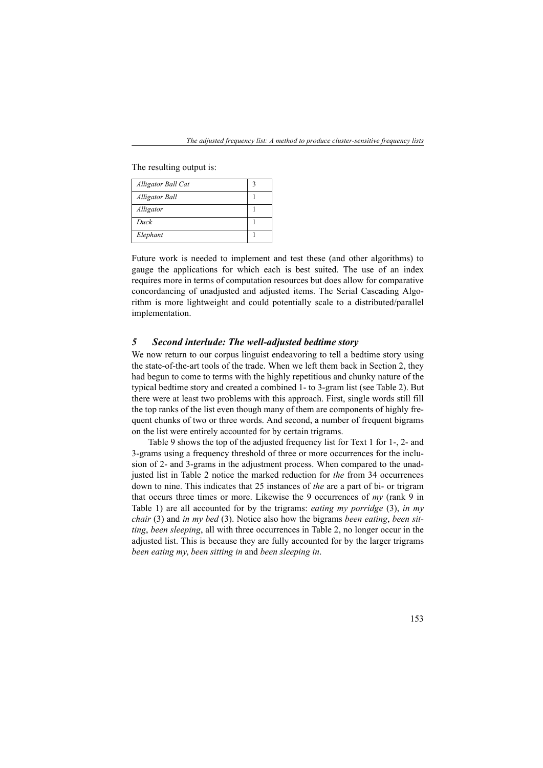The resulting output is:

| *Alligator Ball Cat* | 3 |
|---|---|
| *Alligator Ball* | 1 |
| *Alligator* | 1 |
| *Duck* | 1 |
| *Elephant* | 1 |

Future work is needed to implement and test these (and other algorithms) to gauge the applications for which each is best suited. The use of an index requires more in terms of computation resources but does allow for comparative concordancing of unadjusted and adjusted items. The Serial Cascading Algorithm is more lightweight and could potentially scale to a distributed/parallel implementation.

## *5 Second interlude: The well-adjusted bedtime story*

We now return to our corpus linguist endeavoring to tell a bedtime story using the state-of-the-art tools of the trade. When we left them back in Section 2, they had begun to come to terms with the highly repetitious and chunky nature of the typical bedtime story and created a combined 1- to 3-gram list (see Table 2). But there were at least two problems with this approach. First, single words still fill the top ranks of the list even though many of them are components of highly frequent chunks of two or three words. And second, a number of frequent bigrams on the list were entirely accounted for by certain trigrams.

Table 9 shows the top of the adjusted frequency list for Text 1 for 1-, 2- and 3-grams using a frequency threshold of three or more occurrences for the inclusion of 2- and 3-grams in the adjustment process. When compared to the unadjusted list in Table 2 notice the marked reduction for *the* from 34 occurrences down to nine. This indicates that 25 instances of *the* are a part of bi- or trigram that occurs three times or more. Likewise the 9 occurrences of *my* (rank 9 in Table 1) are all accounted for by the trigrams: *eating my porridge* (3), *in my chair* (3) and *in my bed* (3). Notice also how the bigrams *been eating*, *been sitting*, *been sleeping*, all with three occurrences in Table 2, no longer occur in the adjusted list. This is because they are fully accounted for by the larger trigrams *been eating my*, *been sitting in* and *been sleeping in*.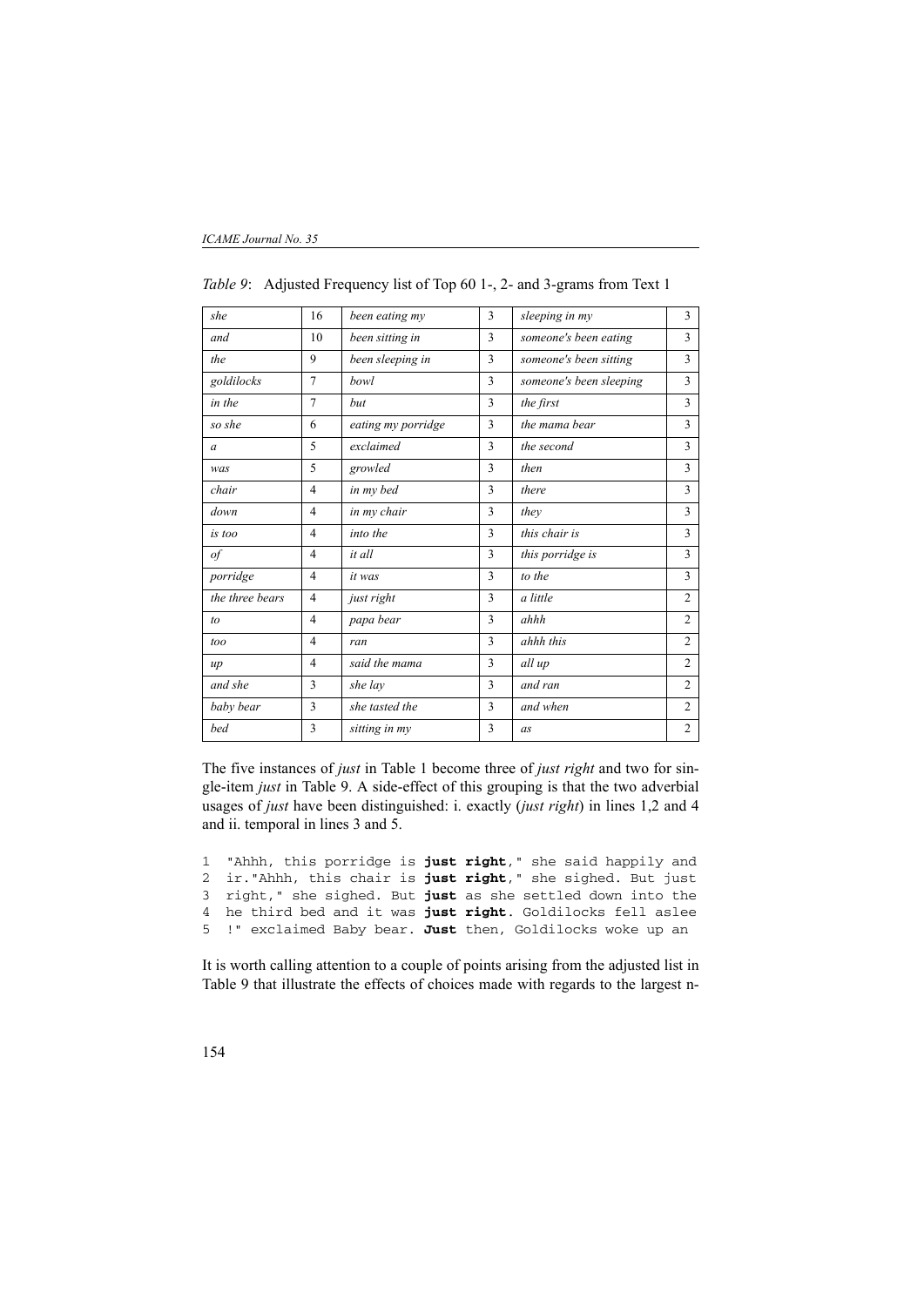*Table 9*: Adjusted Frequency list of Top 60 1-, 2- and 3-grams from Text 1

| | | | | | |
|---|---|---|---|---|---|
| *she* | 16 | *been eating my* | 3 | *sleeping in my* | 3 |
| *and* | 10 | *been sitting in* | 3 | *someone's been eating* | 3 |
| *the* | 9 | *been sleeping in* | 3 | *someone's been sitting* | 3 |
| *goldilocks* | 7 | *bowl* | 3 | *someone's been sleeping* | 3 |
| *in the* | 7 | *but* | 3 | *the first* | 3 |
| *so she* | 6 | *eating my porridge* | 3 | *the mama bear* | 3 |
| *a* | 5 | *exclaimed* | 3 | *the second* | 3 |
| *was* | 5 | *growled* | 3 | *then* | 3 |
| *chair* | 4 | *in my bed* | 3 | *there* | 3 |
| *down* | 4 | *in my chair* | 3 | *they* | 3 |
| *is too* | 4 | *into the* | 3 | *this chair is* | 3 |
| *of* | 4 | *it all* | 3 | *this porridge is* | 3 |
| *porridge* | 4 | *it was* | 3 | *to the* | 3 |
| *the three bears* | 4 | *just right* | 3 | *a little* | 2 |
| *to* | 4 | *papa bear* | 3 | *ahhh* | 2 |
| *too* | 4 | *ran* | 3 | *ahhh this* | 2 |
| *up* | 4 | *said the mama* | 3 | *all up* | 2 |
| *and she* | 3 | *she lay* | 3 | *and ran* | 2 |
| *baby bear* | 3 | *she tasted the* | 3 | *and when* | 2 |
| *bed* | 3 | *sitting in my* | 3 | *as* | 2 |

The five instances of *just* in Table 1 become three of *just right* and two for single-item *just* in Table 9. A side-effect of this grouping is that the two adverbial usages of *just* have been distinguished: i. exactly (*just right*) in lines 1,2 and 4 and ii. temporal in lines 3 and 5.

```
1  "Ahhh, this porridge is just right," she said happily and
2  ir."Ahhh, this chair is just right," she sighed. But just
3  right," she sighed. But just as she settled down into the
4  he third bed and it was just right. Goldilocks fell aslee
5  !" exclaimed Baby bear. Just then, Goldilocks woke up an
```

It is worth calling attention to a couple of points arising from the adjusted list in Table 9 that illustrate the effects of choices made with regards to the largest n-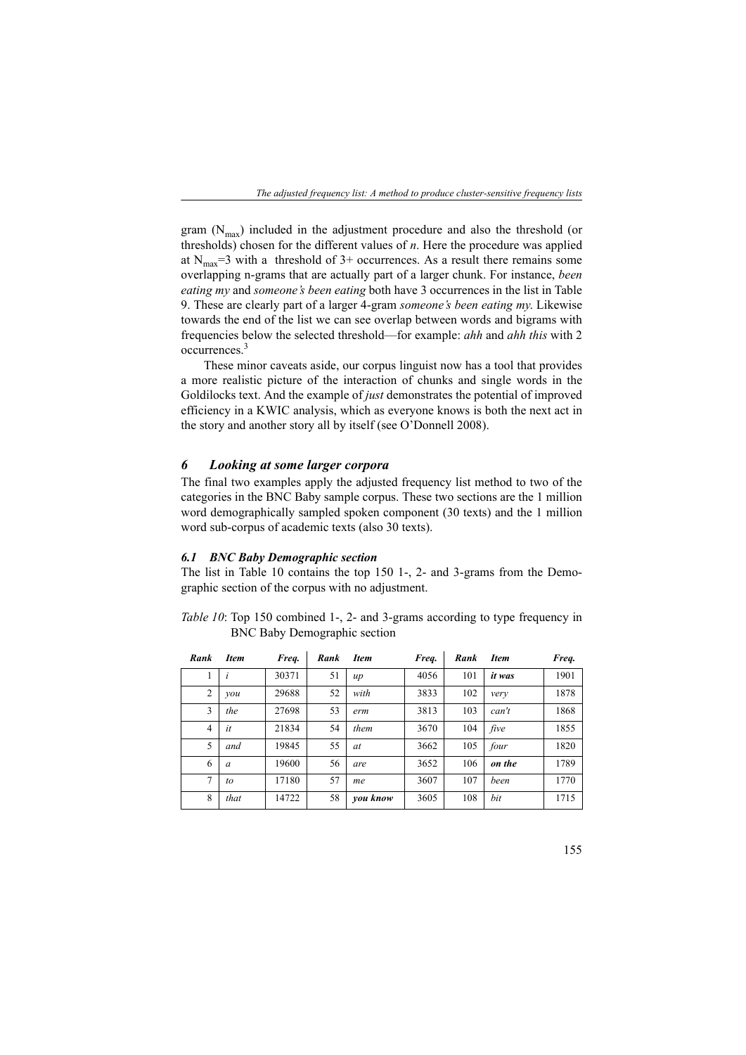gram ($N_{max}$) included in the adjustment procedure and also the threshold (or thresholds) chosen for the different values of *n*. Here the procedure was applied at $N_{max}$=3 with a threshold of 3+ occurrences. As a result there remains some overlapping n-grams that are actually part of a larger chunk. For instance, *been eating my* and *someone's been eating* both have 3 occurrences in the list in Table 9. These are clearly part of a larger 4-gram *someone's been eating my.* Likewise towards the end of the list we can see overlap between words and bigrams with frequencies below the selected threshold—for example: *ahh* and *ahh this* with 2 occurrences.[3]

These minor caveats aside, our corpus linguist now has a tool that provides a more realistic picture of the interaction of chunks and single words in the Goldilocks text. And the example of *just* demonstrates the potential of improved efficiency in a KWIC analysis, which as everyone knows is both the next act in the story and another story all by itself (see O'Donnell 2008).

## 6 Looking at some larger corpora

The final two examples apply the adjusted frequency list method to two of the categories in the BNC Baby sample corpus. These two sections are the 1 million word demographically sampled spoken component (30 texts) and the 1 million word sub-corpus of academic texts (also 30 texts).

### 6.1 BNC Baby Demographic section

The list in Table 10 contains the top 150 1-, 2- and 3-grams from the Demographic section of the corpus with no adjustment.

*Table 10*: Top 150 combined 1-, 2- and 3-grams according to type frequency in BNC Baby Demographic section

| *Rank* | *Item* | *Freq.* | *Rank* | *Item* | *Freq.* | *Rank* | *Item* | *Freq.* |
|---|---|---|---|---|---|---|---|---|
| 1 | *i* | 30371 | 51 | *up* | 4056 | 101 | ***it was*** | 1901 |
| 2 | *you* | 29688 | 52 | *with* | 3833 | 102 | *very* | 1878 |
| 3 | *the* | 27698 | 53 | *erm* | 3813 | 103 | *can't* | 1868 |
| 4 | *it* | 21834 | 54 | *them* | 3670 | 104 | *five* | 1855 |
| 5 | *and* | 19845 | 55 | *at* | 3662 | 105 | *four* | 1820 |
| 6 | *a* | 19600 | 56 | *are* | 3652 | 106 | ***on the*** | 1789 |
| 7 | *to* | 17180 | 57 | *me* | 3607 | 107 | *been* | 1770 |
| 8 | *that* | 14722 | 58 | ***you know*** | 3605 | 108 | *bit* | 1715 |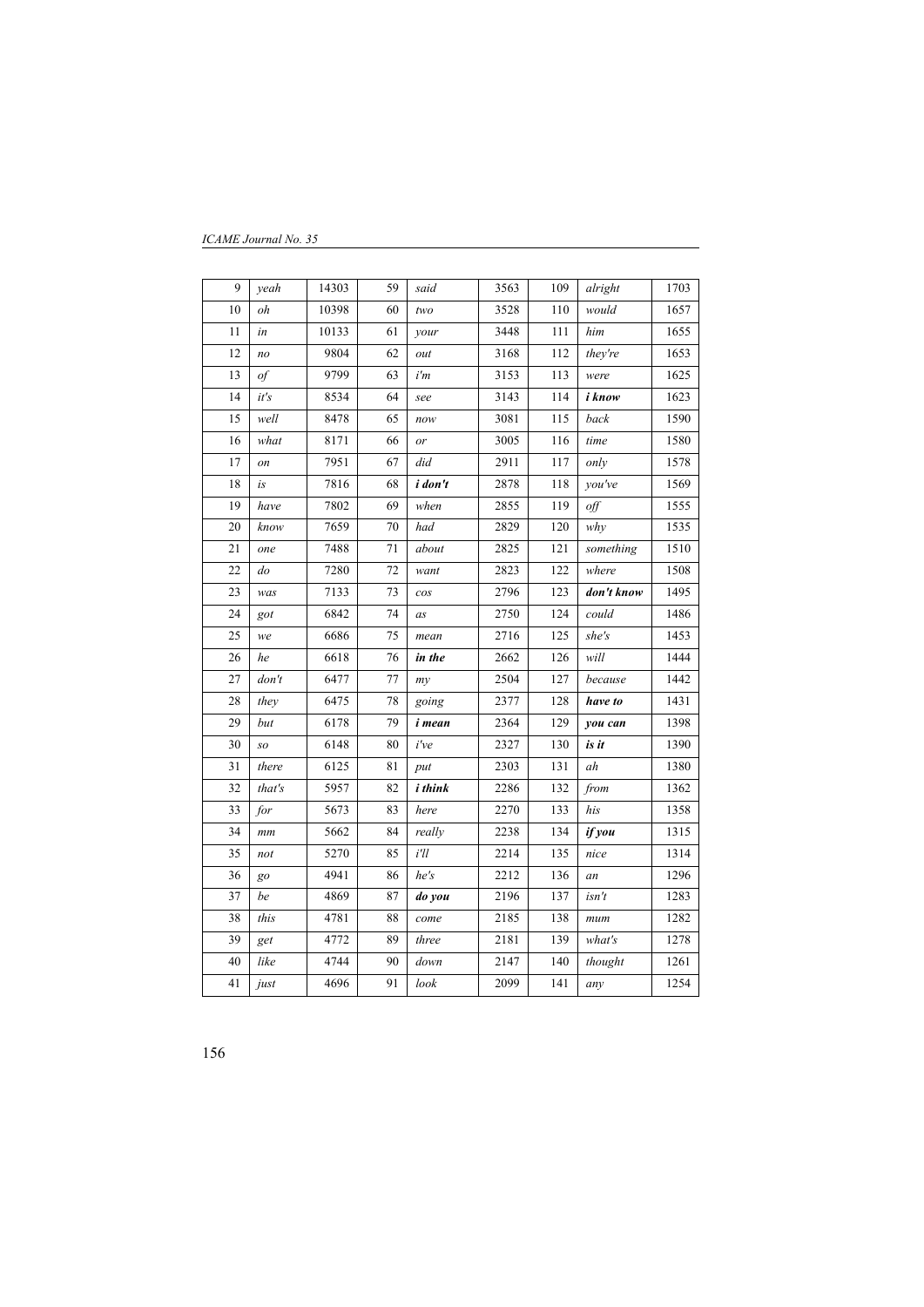| 9 | *yeah* | 14303 | 59 | *said* | 3563 | 109 | *alright* | 1703 |
|---|---|---|---|---|---|---|---|---|
| 10 | *oh* | 10398 | 60 | *two* | 3528 | 110 | *would* | 1657 |
| 11 | *in* | 10133 | 61 | *your* | 3448 | 111 | *him* | 1655 |
| 12 | *no* | 9804 | 62 | *out* | 3168 | 112 | *they're* | 1653 |
| 13 | *of* | 9799 | 63 | *i'm* | 3153 | 113 | *were* | 1625 |
| 14 | *it's* | 8534 | 64 | *see* | 3143 | 114 | ***i know*** | 1623 |
| 15 | *well* | 8478 | 65 | *now* | 3081 | 115 | *back* | 1590 |
| 16 | *what* | 8171 | 66 | *or* | 3005 | 116 | *time* | 1580 |
| 17 | *on* | 7951 | 67 | *did* | 2911 | 117 | *only* | 1578 |
| 18 | *is* | 7816 | 68 | ***i don't*** | 2878 | 118 | *you've* | 1569 |
| 19 | *have* | 7802 | 69 | *when* | 2855 | 119 | *off* | 1555 |
| 20 | *know* | 7659 | 70 | *had* | 2829 | 120 | *why* | 1535 |
| 21 | *one* | 7488 | 71 | *about* | 2825 | 121 | *something* | 1510 |
| 22 | *do* | 7280 | 72 | *want* | 2823 | 122 | *where* | 1508 |
| 23 | *was* | 7133 | 73 | *cos* | 2796 | 123 | ***don't know*** | 1495 |
| 24 | *got* | 6842 | 74 | *as* | 2750 | 124 | *could* | 1486 |
| 25 | *we* | 6686 | 75 | *mean* | 2716 | 125 | *she's* | 1453 |
| 26 | *he* | 6618 | 76 | ***in the*** | 2662 | 126 | *will* | 1444 |
| 27 | *don't* | 6477 | 77 | *my* | 2504 | 127 | *because* | 1442 |
| 28 | *they* | 6475 | 78 | *going* | 2377 | 128 | ***have to*** | 1431 |
| 29 | *but* | 6178 | 79 | ***i mean*** | 2364 | 129 | ***you can*** | 1398 |
| 30 | *so* | 6148 | 80 | *i've* | 2327 | 130 | ***is it*** | 1390 |
| 31 | *there* | 6125 | 81 | *put* | 2303 | 131 | *ah* | 1380 |
| 32 | *that's* | 5957 | 82 | ***i think*** | 2286 | 132 | *from* | 1362 |
| 33 | *for* | 5673 | 83 | *here* | 2270 | 133 | *his* | 1358 |
| 34 | *mm* | 5662 | 84 | *really* | 2238 | 134 | ***if you*** | 1315 |
| 35 | *not* | 5270 | 85 | *i'll* | 2214 | 135 | *nice* | 1314 |
| 36 | *go* | 4941 | 86 | *he's* | 2212 | 136 | *an* | 1296 |
| 37 | *be* | 4869 | 87 | ***do you*** | 2196 | 137 | *isn't* | 1283 |
| 38 | *this* | 4781 | 88 | *come* | 2185 | 138 | *mum* | 1282 |
| 39 | *get* | 4772 | 89 | *three* | 2181 | 139 | *what's* | 1278 |
| 40 | *like* | 4744 | 90 | *down* | 2147 | 140 | *thought* | 1261 |
| 41 | *just* | 4696 | 91 | *look* | 2099 | 141 | *any* | 1254 |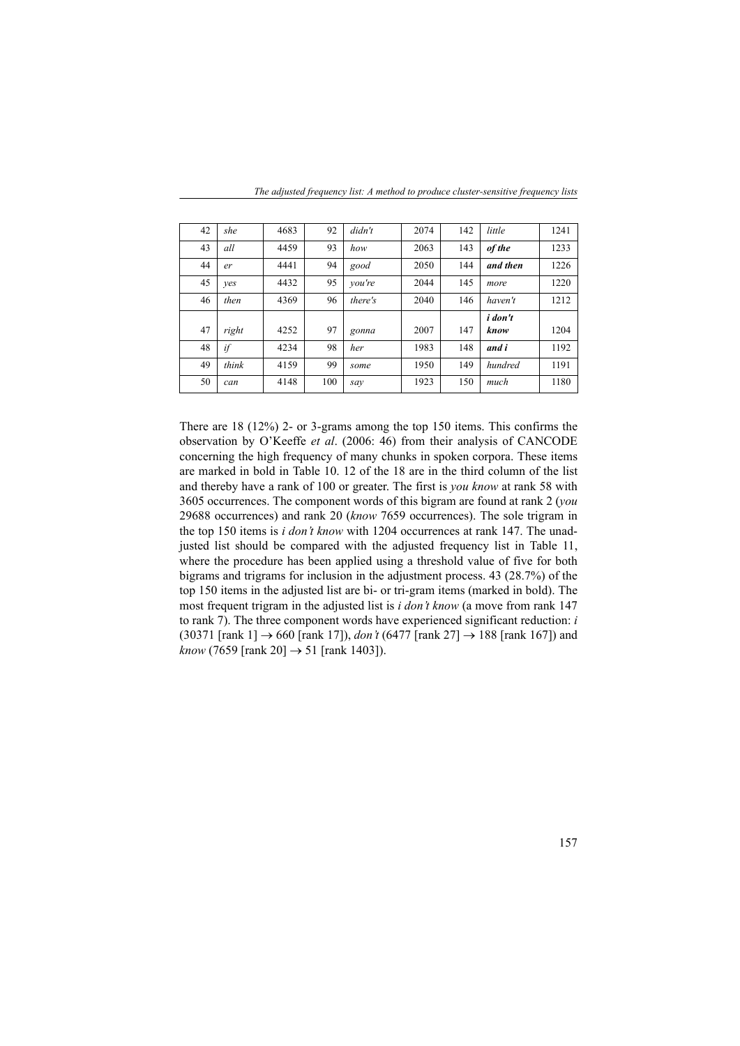| 42 | *she* | 4683 | 92 | *didn't* | 2074 | 142 | *little* | 1241 |
|---|---|---|---|---|---|---|---|---|
| 43 | *all* | 4459 | 93 | *how* | 2063 | 143 | ***of the*** | 1233 |
| 44 | *er* | 4441 | 94 | *good* | 2050 | 144 | ***and then*** | 1226 |
| 45 | *yes* | 4432 | 95 | *you're* | 2044 | 145 | *more* | 1220 |
| 46 | *then* | 4369 | 96 | *there's* | 2040 | 146 | *haven't* | 1212 |
| 47 | *right* | 4252 | 97 | *gonna* | 2007 | 147 | ***i don't know*** | 1204 |
| 48 | *if* | 4234 | 98 | *her* | 1983 | 148 | ***and i*** | 1192 |
| 49 | *think* | 4159 | 99 | *some* | 1950 | 149 | *hundred* | 1191 |
| 50 | *can* | 4148 | 100 | *say* | 1923 | 150 | *much* | 1180 |

There are 18 (12%) 2- or 3-grams among the top 150 items. This confirms the observation by O'Keeffe *et al*. (2006: 46) from their analysis of CANCODE concerning the high frequency of many chunks in spoken corpora. These items are marked in bold in Table 10. 12 of the 18 are in the third column of the list and thereby have a rank of 100 or greater. The first is *you know* at rank 58 with 3605 occurrences. The component words of this bigram are found at rank 2 (*you* 29688 occurrences) and rank 20 (*know* 7659 occurrences). The sole trigram in the top 150 items is *i don't know* with 1204 occurrences at rank 147. The unadjusted list should be compared with the adjusted frequency list in Table 11, where the procedure has been applied using a threshold value of five for both bigrams and trigrams for inclusion in the adjustment process. 43 (28.7%) of the top 150 items in the adjusted list are bi- or tri-gram items (marked in bold). The most frequent trigram in the adjusted list is *i don't know* (a move from rank 147 to rank 7). The three component words have experienced significant reduction: *i* (30371 [rank 1] → 660 [rank 17]), *don't* (6477 [rank 27] → 188 [rank 167]) and *know* (7659 [rank 20] → 51 [rank 1403]).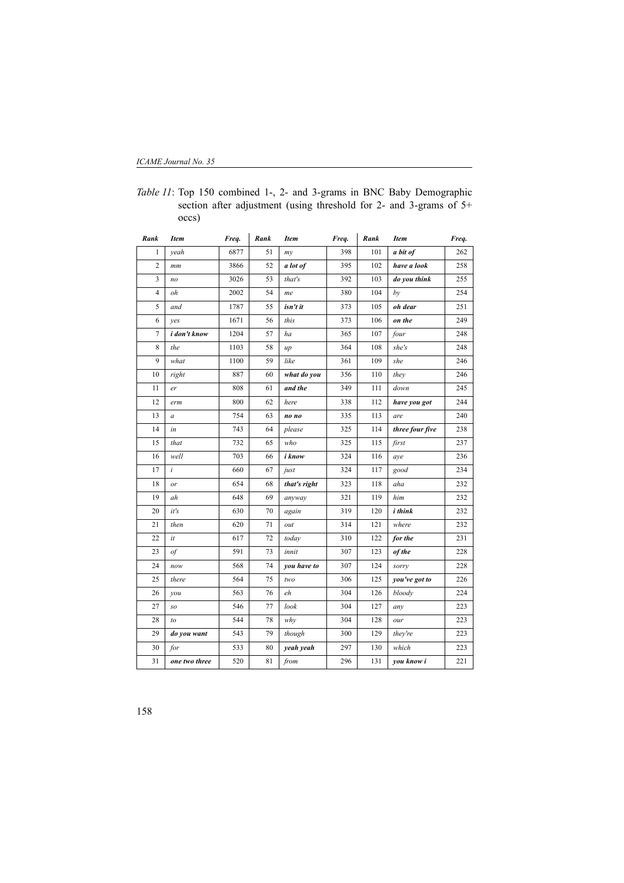*Table 11*: Top 150 combined 1-, 2- and 3-grams in BNC Baby Demographic section after adjustment (using threshold for 2- and 3-grams of 5+ occs)

| *Rank* | *Item* | *Freq.* | *Rank* | *Item* | *Freq.* | *Rank* | *Item* | *Freq.* |
|---|---|---|---|---|---|---|---|---|
| 1 | *yeah* | 6877 | 51 | *my* | 398 | 101 | ***a bit of*** | 262 |
| 2 | *mm* | 3866 | 52 | ***a lot of*** | 395 | 102 | ***have a look*** | 258 |
| 3 | *no* | 3026 | 53 | *that's* | 392 | 103 | ***do you think*** | 255 |
| 4 | *oh* | 2002 | 54 | *me* | 380 | 104 | *by* | 254 |
| 5 | *and* | 1787 | 55 | ***isn't it*** | 373 | 105 | ***oh dear*** | 251 |
| 6 | *yes* | 1671 | 56 | *this* | 373 | 106 | ***on the*** | 249 |
| 7 | ***i don't know*** | 1204 | 57 | *ha* | 365 | 107 | *four* | 248 |
| 8 | *the* | 1103 | 58 | *up* | 364 | 108 | *she's* | 248 |
| 9 | *what* | 1100 | 59 | *like* | 361 | 109 | *she* | 246 |
| 10 | *right* | 887 | 60 | ***what do you*** | 356 | 110 | *they* | 246 |
| 11 | *er* | 808 | 61 | ***and the*** | 349 | 111 | *down* | 245 |
| 12 | *erm* | 800 | 62 | *here* | 338 | 112 | ***have you got*** | 244 |
| 13 | *a* | 754 | 63 | ***no no*** | 335 | 113 | *are* | 240 |
| 14 | *in* | 743 | 64 | *please* | 325 | 114 | ***three four five*** | 238 |
| 15 | *that* | 732 | 65 | *who* | 325 | 115 | *first* | 237 |
| 16 | *well* | 703 | 66 | ***i know*** | 324 | 116 | *aye* | 236 |
| 17 | *i* | 660 | 67 | *just* | 324 | 117 | *good* | 234 |
| 18 | *or* | 654 | 68 | ***that's right*** | 323 | 118 | *aha* | 232 |
| 19 | *ah* | 648 | 69 | *anyway* | 321 | 119 | *him* | 232 |
| 20 | *it's* | 630 | 70 | *again* | 319 | 120 | ***i think*** | 232 |
| 21 | *then* | 620 | 71 | *out* | 314 | 121 | *where* | 232 |
| 22 | *it* | 617 | 72 | *today* | 310 | 122 | ***for the*** | 231 |
| 23 | *of* | 591 | 73 | *innit* | 307 | 123 | ***of the*** | 228 |
| 24 | *now* | 568 | 74 | ***you have to*** | 307 | 124 | *sorry* | 228 |
| 25 | *there* | 564 | 75 | *two* | 306 | 125 | ***you've got to*** | 226 |
| 26 | *you* | 563 | 76 | *eh* | 304 | 126 | *bloody* | 224 |
| 27 | *so* | 546 | 77 | *look* | 304 | 127 | *any* | 223 |
| 28 | *to* | 544 | 78 | *why* | 304 | 128 | *our* | 223 |
| 29 | ***do you want*** | 543 | 79 | *though* | 300 | 129 | *they're* | 223 |
| 30 | *for* | 533 | 80 | ***yeah yeah*** | 297 | 130 | *which* | 223 |
| 31 | ***one two three*** | 520 | 81 | *from* | 296 | 131 | ***you know i*** | 221 |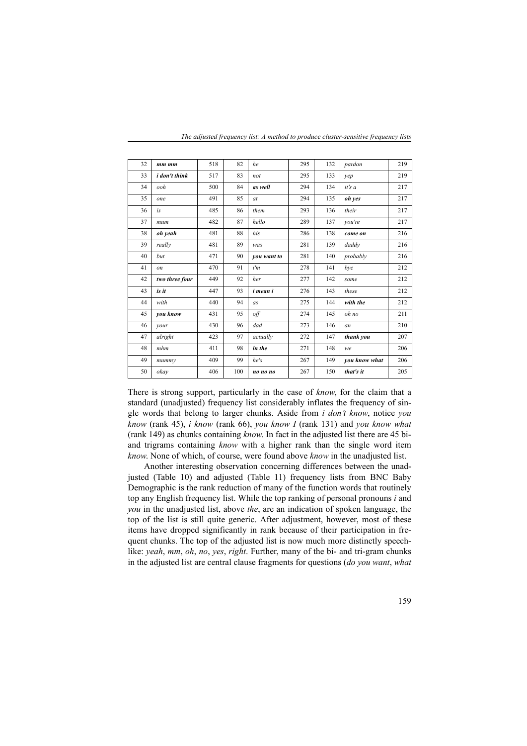| 32 | ***mm mm*** | 518 | 82 | *he* | 295 | 132 | *pardon* | 219 |
|---|---|---|---|---|---|---|---|---|
| 33 | ***i don't think*** | 517 | 83 | *not* | 295 | 133 | *yep* | 219 |
| 34 | *ooh* | 500 | 84 | ***as well*** | 294 | 134 | *it's a* | 217 |
| 35 | *one* | 491 | 85 | *at* | 294 | 135 | ***oh yes*** | 217 |
| 36 | *is* | 485 | 86 | *them* | 293 | 136 | *their* | 217 |
| 37 | *mum* | 482 | 87 | *hello* | 289 | 137 | *you're* | 217 |
| 38 | ***oh yeah*** | 481 | 88 | *his* | 286 | 138 | ***come on*** | 216 |
| 39 | *really* | 481 | 89 | *was* | 281 | 139 | *daddy* | 216 |
| 40 | *but* | 471 | 90 | ***you want to*** | 281 | 140 | *probably* | 216 |
| 41 | *on* | 470 | 91 | *i'm* | 278 | 141 | *bye* | 212 |
| 42 | ***two three four*** | 449 | 92 | *her* | 277 | 142 | *some* | 212 |
| 43 | ***is it*** | 447 | 93 | ***i mean i*** | 276 | 143 | *these* | 212 |
| 44 | *with* | 440 | 94 | *as* | 275 | 144 | ***with the*** | 212 |
| 45 | ***you know*** | 431 | 95 | *off* | 274 | 145 | *oh no* | 211 |
| 46 | *your* | 430 | 96 | *dad* | 273 | 146 | *an* | 210 |
| 47 | *alright* | 423 | 97 | *actually* | 272 | 147 | ***thank you*** | 207 |
| 48 | *mhm* | 411 | 98 | ***in the*** | 271 | 148 | *we* | 206 |
| 49 | *mummy* | 409 | 99 | *he's* | 267 | 149 | ***you know what*** | 206 |
| 50 | *okay* | 406 | 100 | ***no no no*** | 267 | 150 | ***that's it*** | 205 |

There is strong support, particularly in the case of *know*, for the claim that a standard (unadjusted) frequency list considerably inflates the frequency of single words that belong to larger chunks. Aside from *i don't know*, notice *you know* (rank 45), *i know* (rank 66), *you know I* (rank 131) and *you know what* (rank 149) as chunks containing *know*. In fact in the adjusted list there are 45 bi- and trigrams containing *know* with a higher rank than the single word item *know*. None of which, of course, were found above *know* in the unadjusted list.

Another interesting observation concerning differences between the unadjusted (Table 10) and adjusted (Table 11) frequency lists from BNC Baby Demographic is the rank reduction of many of the function words that routinely top any English frequency list. While the top ranking of personal pronouns *i* and *you* in the unadjusted list, above *the*, are an indication of spoken language, the top of the list is still quite generic. After adjustment, however, most of these items have dropped significantly in rank because of their participation in frequent chunks. The top of the adjusted list is now much more distinctly speech-like: *yeah*, *mm*, *oh*, *no*, *yes*, *right*. Further, many of the bi- and tri-gram chunks in the adjusted list are central clause fragments for questions (*do you want*, *what*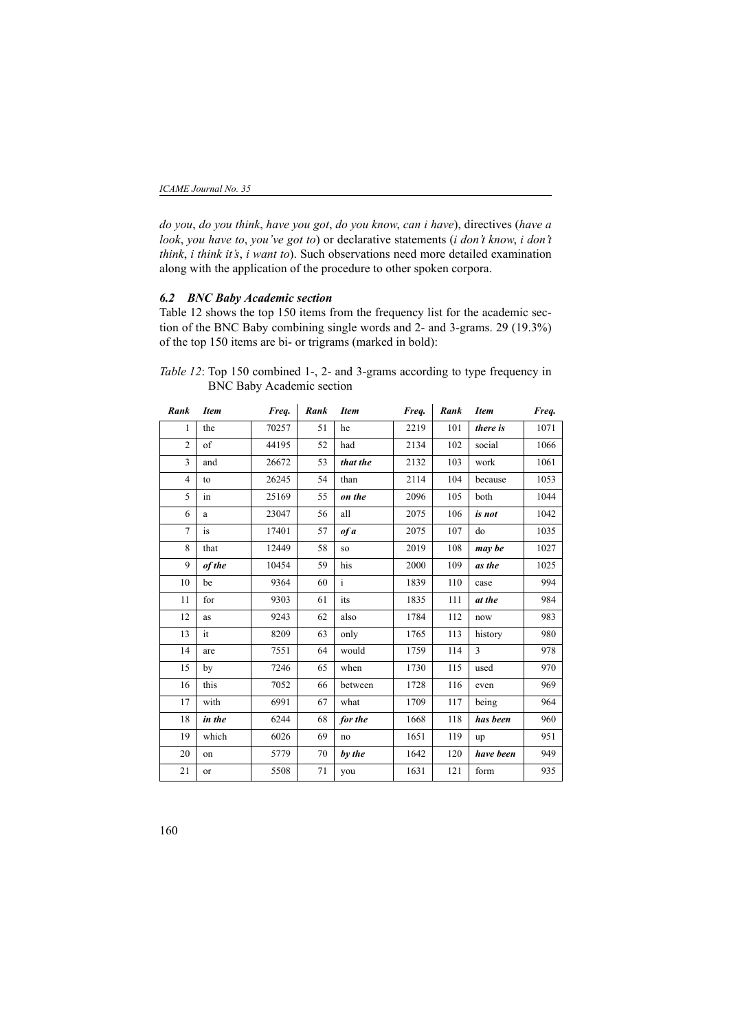*do you*, *do you think*, *have you got*, *do you know*, *can i have*), directives (*have a look*, *you have to*, *you've got to*) or declarative statements (*i don't know*, *i don't think*, *i think it's*, *i want to*). Such observations need more detailed examination along with the application of the procedure to other spoken corpora.

### *6.2 BNC Baby Academic section*

Table 12 shows the top 150 items from the frequency list for the academic section of the BNC Baby combining single words and 2- and 3-grams. 29 (19.3%) of the top 150 items are bi- or trigrams (marked in bold):

*Table 12*: Top 150 combined 1-, 2- and 3-grams according to type frequency in BNC Baby Academic section

| *Rank* | *Item* | *Freq.* | *Rank* | *Item* | *Freq.* | *Rank* | *Item* | *Freq.* |
|---|---|---|---|---|---|---|---|---|
| 1 | the | 70257 | 51 | he | 2219 | 101 | ***there is*** | 1071 |
| 2 | of | 44195 | 52 | had | 2134 | 102 | social | 1066 |
| 3 | and | 26672 | 53 | ***that the*** | 2132 | 103 | work | 1061 |
| 4 | to | 26245 | 54 | than | 2114 | 104 | because | 1053 |
| 5 | in | 25169 | 55 | ***on the*** | 2096 | 105 | both | 1044 |
| 6 | a | 23047 | 56 | all | 2075 | 106 | ***is not*** | 1042 |
| 7 | is | 17401 | 57 | ***of a*** | 2075 | 107 | do | 1035 |
| 8 | that | 12449 | 58 | so | 2019 | 108 | ***may be*** | 1027 |
| 9 | ***of the*** | 10454 | 59 | his | 2000 | 109 | ***as the*** | 1025 |
| 10 | be | 9364 | 60 | i | 1839 | 110 | case | 994 |
| 11 | for | 9303 | 61 | its | 1835 | 111 | ***at the*** | 984 |
| 12 | as | 9243 | 62 | also | 1784 | 112 | now | 983 |
| 13 | it | 8209 | 63 | only | 1765 | 113 | history | 980 |
| 14 | are | 7551 | 64 | would | 1759 | 114 | 3 | 978 |
| 15 | by | 7246 | 65 | when | 1730 | 115 | used | 970 |
| 16 | this | 7052 | 66 | between | 1728 | 116 | even | 969 |
| 17 | with | 6991 | 67 | what | 1709 | 117 | being | 964 |
| 18 | ***in the*** | 6244 | 68 | ***for the*** | 1668 | 118 | ***has been*** | 960 |
| 19 | which | 6026 | 69 | no | 1651 | 119 | up | 951 |
| 20 | on | 5779 | 70 | ***by the*** | 1642 | 120 | ***have been*** | 949 |
| 21 | or | 5508 | 71 | you | 1631 | 121 | form | 935 |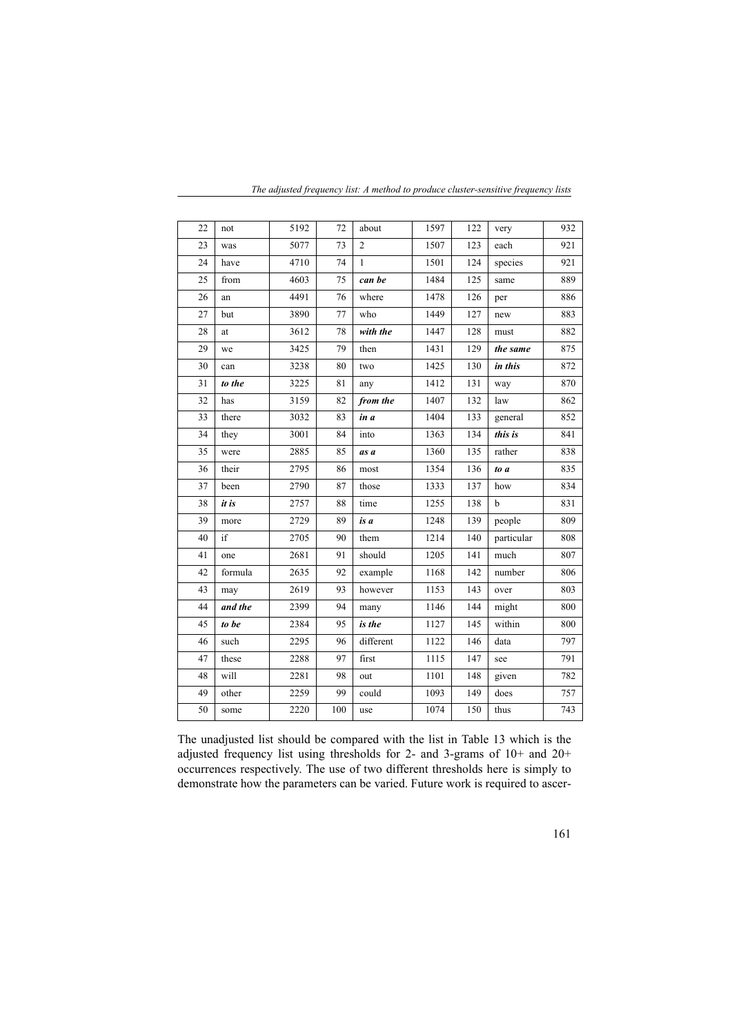| | | | | | | | | |
|---|---|---|---|---|---|---|---|---|
| 22 | not | 5192 | 72 | about | 1597 | 122 | very | 932 |
| 23 | was | 5077 | 73 | 2 | 1507 | 123 | each | 921 |
| 24 | have | 4710 | 74 | 1 | 1501 | 124 | species | 921 |
| 25 | from | 4603 | 75 | ***can be*** | 1484 | 125 | same | 889 |
| 26 | an | 4491 | 76 | where | 1478 | 126 | per | 886 |
| 27 | but | 3890 | 77 | who | 1449 | 127 | new | 883 |
| 28 | at | 3612 | 78 | ***with the*** | 1447 | 128 | must | 882 |
| 29 | we | 3425 | 79 | then | 1431 | 129 | ***the same*** | 875 |
| 30 | can | 3238 | 80 | two | 1425 | 130 | ***in this*** | 872 |
| 31 | ***to the*** | 3225 | 81 | any | 1412 | 131 | way | 870 |
| 32 | has | 3159 | 82 | ***from the*** | 1407 | 132 | law | 862 |
| 33 | there | 3032 | 83 | ***in a*** | 1404 | 133 | general | 852 |
| 34 | they | 3001 | 84 | into | 1363 | 134 | ***this is*** | 841 |
| 35 | were | 2885 | 85 | ***as a*** | 1360 | 135 | rather | 838 |
| 36 | their | 2795 | 86 | most | 1354 | 136 | ***to a*** | 835 |
| 37 | been | 2790 | 87 | those | 1333 | 137 | how | 834 |
| 38 | ***it is*** | 2757 | 88 | time | 1255 | 138 | b | 831 |
| 39 | more | 2729 | 89 | ***is a*** | 1248 | 139 | people | 809 |
| 40 | if | 2705 | 90 | them | 1214 | 140 | particular | 808 |
| 41 | one | 2681 | 91 | should | 1205 | 141 | much | 807 |
| 42 | formula | 2635 | 92 | example | 1168 | 142 | number | 806 |
| 43 | may | 2619 | 93 | however | 1153 | 143 | over | 803 |
| 44 | ***and the*** | 2399 | 94 | many | 1146 | 144 | might | 800 |
| 45 | ***to be*** | 2384 | 95 | ***is the*** | 1127 | 145 | within | 800 |
| 46 | such | 2295 | 96 | different | 1122 | 146 | data | 797 |
| 47 | these | 2288 | 97 | first | 1115 | 147 | see | 791 |
| 48 | will | 2281 | 98 | out | 1101 | 148 | given | 782 |
| 49 | other | 2259 | 99 | could | 1093 | 149 | does | 757 |
| 50 | some | 2220 | 100 | use | 1074 | 150 | thus | 743 |

The unadjusted list should be compared with the list in Table 13 which is the adjusted frequency list using thresholds for 2- and 3-grams of 10+ and 20+ occurrences respectively. The use of two different thresholds here is simply to demonstrate how the parameters can be varied. Future work is required to ascer-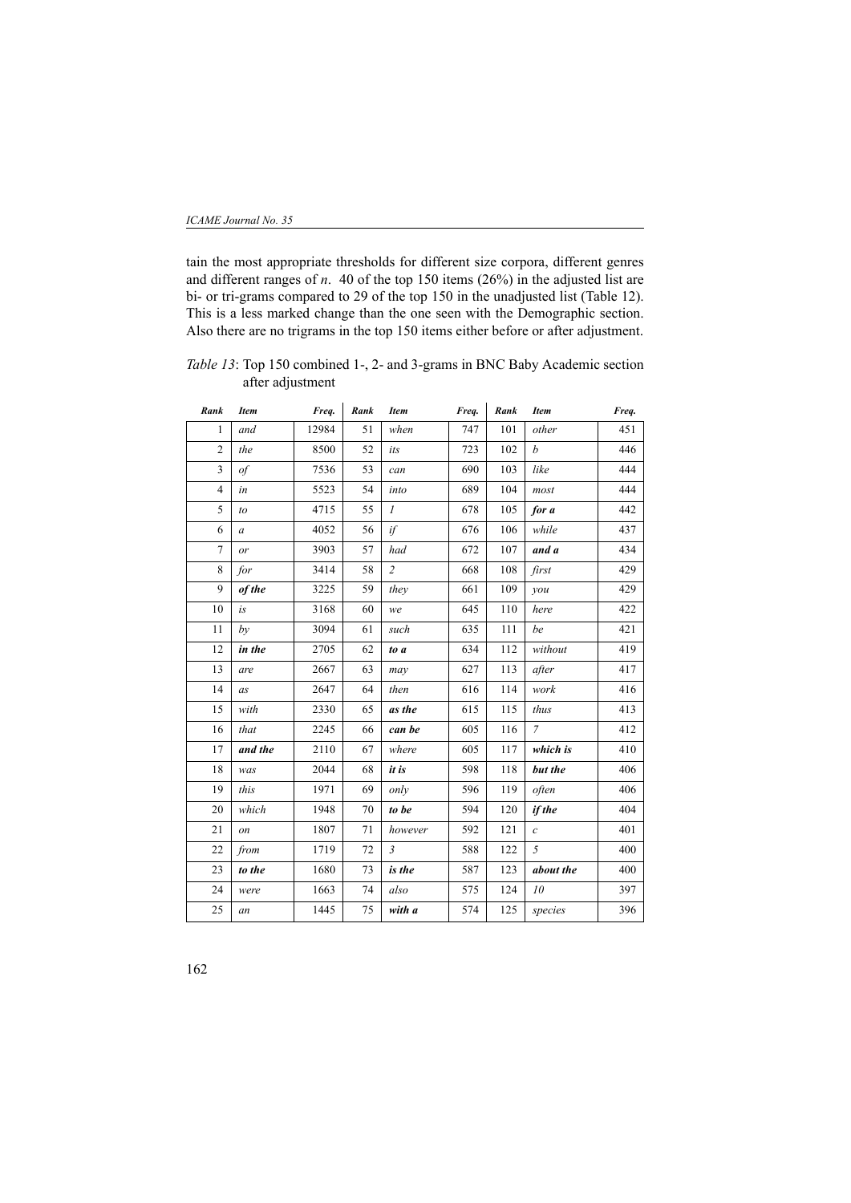tain the most appropriate thresholds for different size corpora, different genres and different ranges of *n*. 40 of the top 150 items (26%) in the adjusted list are bi- or tri-grams compared to 29 of the top 150 in the unadjusted list (Table 12). This is a less marked change than the one seen with the Demographic section. Also there are no trigrams in the top 150 items either before or after adjustment.

*Table 13*: Top 150 combined 1-, 2- and 3-grams in BNC Baby Academic section after adjustment

| Rank | Item | Freq. | Rank | Item | Freq. | Rank | Item | Freq. |
|---|---|---|---|---|---|---|---|---|
| 1 | *and* | 12984 | 51 | *when* | 747 | 101 | *other* | 451 |
| 2 | *the* | 8500 | 52 | *its* | 723 | 102 | *b* | 446 |
| 3 | *of* | 7536 | 53 | *can* | 690 | 103 | *like* | 444 |
| 4 | *in* | 5523 | 54 | *into* | 689 | 104 | *most* | 444 |
| 5 | *to* | 4715 | 55 | *1* | 678 | 105 | ***for a*** | 442 |
| 6 | *a* | 4052 | 56 | *if* | 676 | 106 | *while* | 437 |
| 7 | *or* | 3903 | 57 | *had* | 672 | 107 | ***and a*** | 434 |
| 8 | *for* | 3414 | 58 | *2* | 668 | 108 | *first* | 429 |
| 9 | ***of the*** | 3225 | 59 | *they* | 661 | 109 | *you* | 429 |
| 10 | *is* | 3168 | 60 | *we* | 645 | 110 | *here* | 422 |
| 11 | *by* | 3094 | 61 | *such* | 635 | 111 | *be* | 421 |
| 12 | ***in the*** | 2705 | 62 | ***to a*** | 634 | 112 | *without* | 419 |
| 13 | *are* | 2667 | 63 | *may* | 627 | 113 | *after* | 417 |
| 14 | *as* | 2647 | 64 | *then* | 616 | 114 | *work* | 416 |
| 15 | *with* | 2330 | 65 | ***as the*** | 615 | 115 | *thus* | 413 |
| 16 | *that* | 2245 | 66 | ***can be*** | 605 | 116 | *7* | 412 |
| 17 | ***and the*** | 2110 | 67 | *where* | 605 | 117 | ***which is*** | 410 |
| 18 | *was* | 2044 | 68 | ***it is*** | 598 | 118 | ***but the*** | 406 |
| 19 | *this* | 1971 | 69 | *only* | 596 | 119 | *often* | 406 |
| 20 | *which* | 1948 | 70 | ***to be*** | 594 | 120 | ***if the*** | 404 |
| 21 | *on* | 1807 | 71 | *however* | 592 | 121 | *c* | 401 |
| 22 | *from* | 1719 | 72 | *3* | 588 | 122 | *5* | 400 |
| 23 | ***to the*** | 1680 | 73 | ***is the*** | 587 | 123 | ***about the*** | 400 |
| 24 | *were* | 1663 | 74 | *also* | 575 | 124 | *10* | 397 |
| 25 | *an* | 1445 | 75 | ***with a*** | 574 | 125 | *species* | 396 |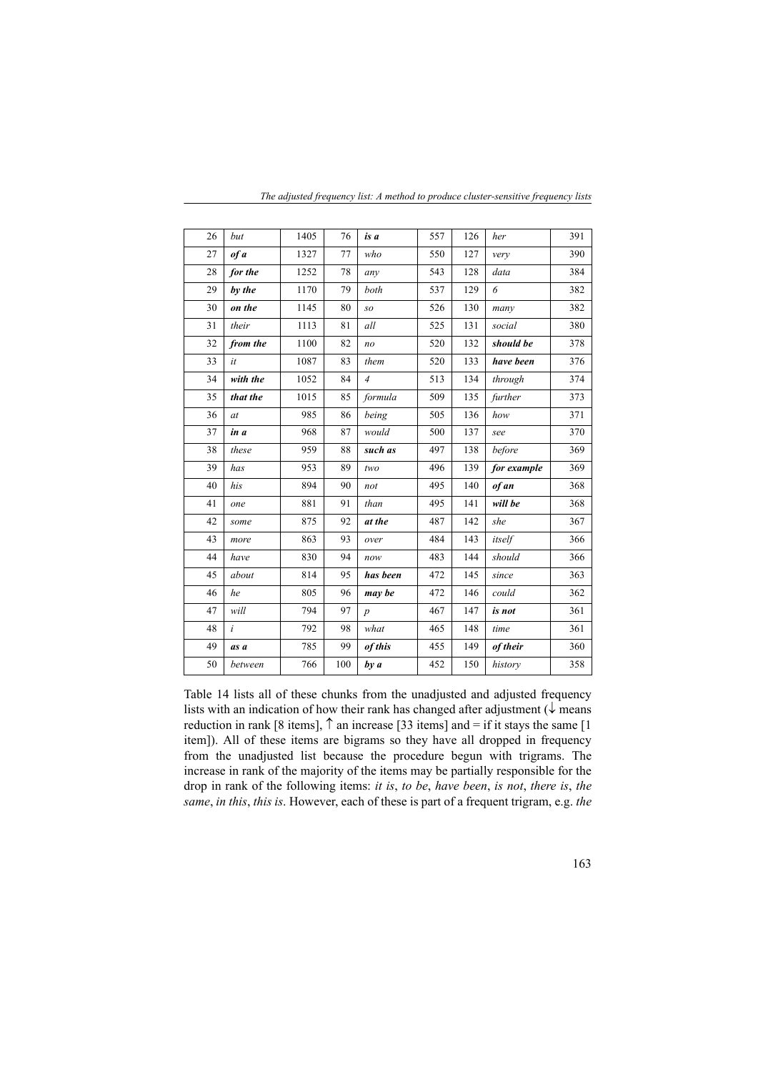| 26 | *but* | 1405 | 76 | ***is a*** | 557 | 126 | *her* | 391 |
|---|---|---|---|---|---|---|---|---|
| 27 | ***of a*** | 1327 | 77 | *who* | 550 | 127 | *very* | 390 |
| 28 | ***for the*** | 1252 | 78 | *any* | 543 | 128 | *data* | 384 |
| 29 | ***by the*** | 1170 | 79 | *both* | 537 | 129 | *6* | 382 |
| 30 | ***on the*** | 1145 | 80 | *so* | 526 | 130 | *many* | 382 |
| 31 | *their* | 1113 | 81 | *all* | 525 | 131 | *social* | 380 |
| 32 | ***from the*** | 1100 | 82 | *no* | 520 | 132 | ***should be*** | 378 |
| 33 | *it* | 1087 | 83 | *them* | 520 | 133 | ***have been*** | 376 |
| 34 | ***with the*** | 1052 | 84 | *4* | 513 | 134 | *through* | 374 |
| 35 | ***that the*** | 1015 | 85 | *formula* | 509 | 135 | *further* | 373 |
| 36 | *at* | 985 | 86 | *being* | 505 | 136 | *how* | 371 |
| 37 | ***in a*** | 968 | 87 | *would* | 500 | 137 | *see* | 370 |
| 38 | *these* | 959 | 88 | ***such as*** | 497 | 138 | *before* | 369 |
| 39 | *has* | 953 | 89 | *two* | 496 | 139 | ***for example*** | 369 |
| 40 | *his* | 894 | 90 | *not* | 495 | 140 | ***of an*** | 368 |
| 41 | *one* | 881 | 91 | *than* | 495 | 141 | ***will be*** | 368 |
| 42 | *some* | 875 | 92 | ***at the*** | 487 | 142 | *she* | 367 |
| 43 | *more* | 863 | 93 | *over* | 484 | 143 | *itself* | 366 |
| 44 | *have* | 830 | 94 | *now* | 483 | 144 | *should* | 366 |
| 45 | *about* | 814 | 95 | ***has been*** | 472 | 145 | *since* | 363 |
| 46 | *he* | 805 | 96 | ***may be*** | 472 | 146 | *could* | 362 |
| 47 | *will* | 794 | 97 | *p* | 467 | 147 | ***is not*** | 361 |
| 48 | *i* | 792 | 98 | *what* | 465 | 148 | *time* | 361 |
| 49 | ***as a*** | 785 | 99 | ***of this*** | 455 | 149 | ***of their*** | 360 |
| 50 | *between* | 766 | 100 | ***by a*** | 452 | 150 | *history* | 358 |

Table 14 lists all of these chunks from the unadjusted and adjusted frequency lists with an indication of how their rank has changed after adjustment (↓ means reduction in rank [8 items], ↑ an increase [33 items] and = if it stays the same [1 item]). All of these items are bigrams so they have all dropped in frequency from the unadjusted list because the procedure begun with trigrams. The increase in rank of the majority of the items may be partially responsible for the drop in rank of the following items: *it is*, *to be*, *have been*, *is not*, *there is*, *the same*, *in this*, *this is*. However, each of these is part of a frequent trigram, e.g. *the*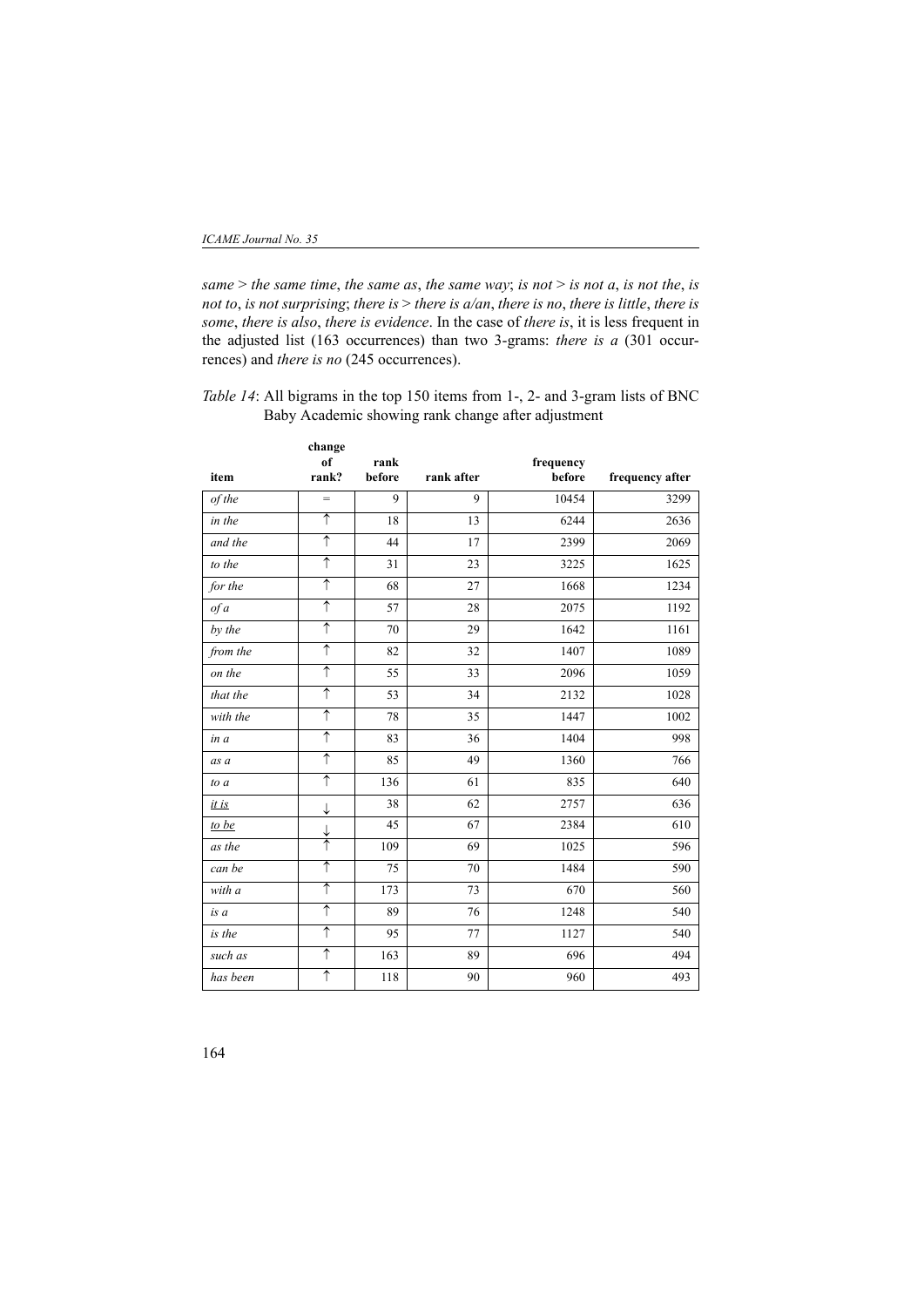*same* > *the same time*, *the same as*, *the same way*; *is not* > *is not a*, *is not the*, *is not to*, *is not surprising*; *there is* > *there is a/an*, *there is no*, *there is little*, *there is some*, *there is also*, *there is evidence*. In the case of *there is*, it is less frequent in the adjusted list (163 occurrences) than two 3-grams: *there is a* (301 occurrences) and *there is no* (245 occurrences).

*Table 14*: All bigrams in the top 150 items from 1-, 2- and 3-gram lists of BNC Baby Academic showing rank change after adjustment

| item | change of rank? | rank before | rank after | frequency before | frequency after |
|---|---|---|---|---|---|
| *of the* | = | 9 | 9 | 10454 | 3299 |
| *in the* | ↑ | 18 | 13 | 6244 | 2636 |
| *and the* | ↑ | 44 | 17 | 2399 | 2069 |
| *to the* | ↑ | 31 | 23 | 3225 | 1625 |
| *for the* | ↑ | 68 | 27 | 1668 | 1234 |
| *of a* | ↑ | 57 | 28 | 2075 | 1192 |
| *by the* | ↑ | 70 | 29 | 1642 | 1161 |
| *from the* | ↑ | 82 | 32 | 1407 | 1089 |
| *on the* | ↑ | 55 | 33 | 2096 | 1059 |
| *that the* | ↑ | 53 | 34 | 2132 | 1028 |
| *with the* | ↑ | 78 | 35 | 1447 | 1002 |
| *in a* | ↑ | 83 | 36 | 1404 | 998 |
| *as a* | ↑ | 85 | 49 | 1360 | 766 |
| *to a* | ↑ | 136 | 61 | 835 | 640 |
| <u>*it is*</u> | ↓ | 38 | 62 | 2757 | 636 |
| <u>*to be*</u> | ↓ | 45 | 67 | 2384 | 610 |
| *as the* | ↑ | 109 | 69 | 1025 | 596 |
| *can be* | ↑ | 75 | 70 | 1484 | 590 |
| *with a* | ↑ | 173 | 73 | 670 | 560 |
| *is a* | ↑ | 89 | 76 | 1248 | 540 |
| *is the* | ↑ | 95 | 77 | 1127 | 540 |
| *such as* | ↑ | 163 | 89 | 696 | 494 |
| *has been* | ↑ | 118 | 90 | 960 | 493 |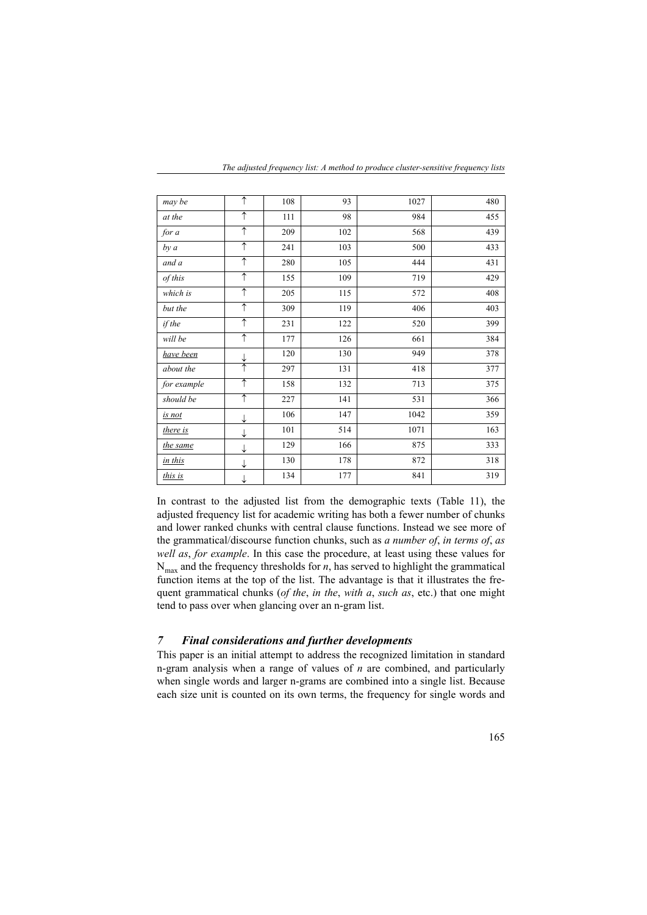| | | | | | |
|---|---|---|---|---|---|
| *may be* | ↑ | 108 | 93 | 1027 | 480 |
| *at the* | ↑ | 111 | 98 | 984 | 455 |
| *for a* | ↑ | 209 | 102 | 568 | 439 |
| *by a* | ↑ | 241 | 103 | 500 | 433 |
| *and a* | ↑ | 280 | 105 | 444 | 431 |
| *of this* | ↑ | 155 | 109 | 719 | 429 |
| *which is* | ↑ | 205 | 115 | 572 | 408 |
| *but the* | ↑ | 309 | 119 | 406 | 403 |
| *if the* | ↑ | 231 | 122 | 520 | 399 |
| *will be* | ↑ | 177 | 126 | 661 | 384 |
| <u>*have been*</u> | ↓ | 120 | 130 | 949 | 378 |
| *about the* | ↑ | 297 | 131 | 418 | 377 |
| *for example* | ↑ | 158 | 132 | 713 | 375 |
| *should be* | ↑ | 227 | 141 | 531 | 366 |
| <u>*is not*</u> | ↓ | 106 | 147 | 1042 | 359 |
| <u>*there is*</u> | ↓ | 101 | 514 | 1071 | 163 |
| <u>*the same*</u> | ↓ | 129 | 166 | 875 | 333 |
| <u>*in this*</u> | ↓ | 130 | 178 | 872 | 318 |
| <u>*this is*</u> | ↓ | 134 | 177 | 841 | 319 |

In contrast to the adjusted list from the demographic texts (Table 11), the adjusted frequency list for academic writing has both a fewer number of chunks and lower ranked chunks with central clause functions. Instead we see more of the grammatical/discourse function chunks, such as *a number of*, *in terms of*, *as well as*, *for example*. In this case the procedure, at least using these values for $N_{max}$ and the frequency thresholds for *n*, has served to highlight the grammatical function items at the top of the list. The advantage is that it illustrates the frequent grammatical chunks (*of the*, *in the*, *with a*, *such as*, etc.) that one might tend to pass over when glancing over an n-gram list.

## *7 Final considerations and further developments*

This paper is an initial attempt to address the recognized limitation in standard n-gram analysis when a range of values of *n* are combined, and particularly when single words and larger n-grams are combined into a single list. Because each size unit is counted on its own terms, the frequency for single words and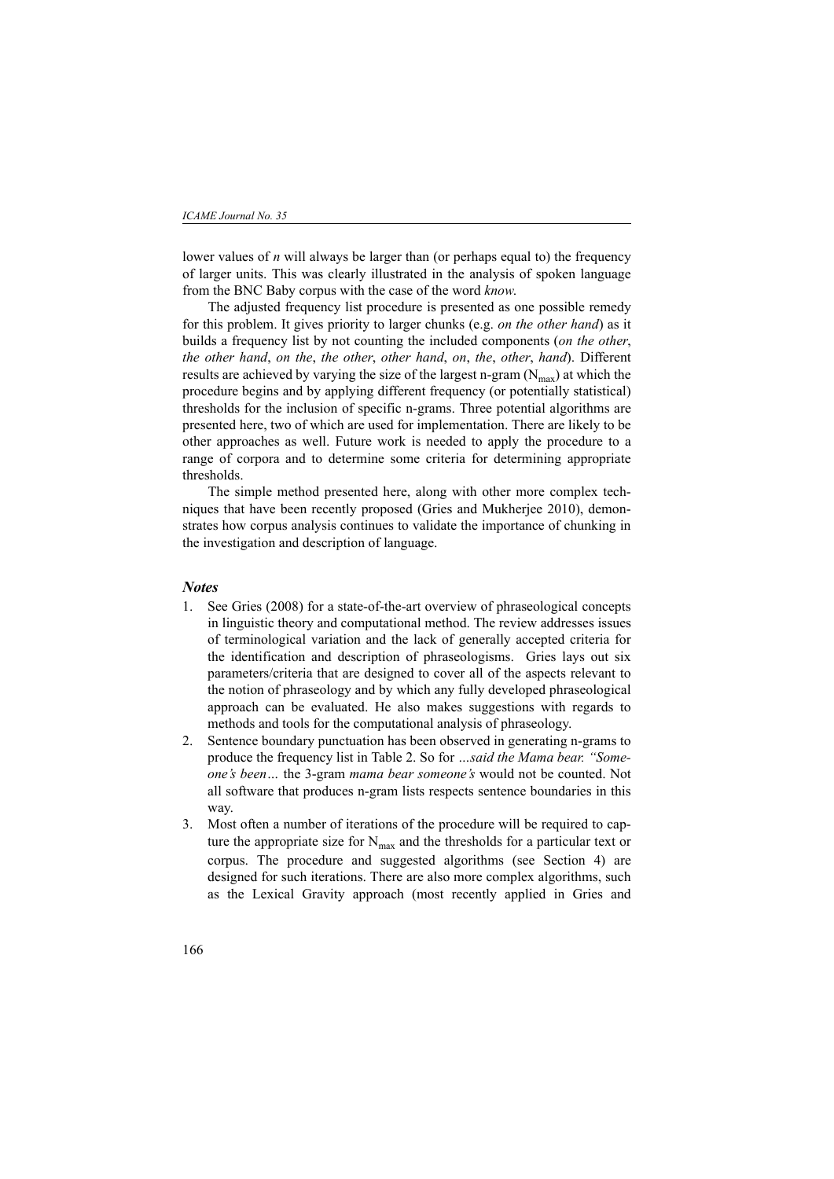lower values of *n* will always be larger than (or perhaps equal to) the frequency of larger units. This was clearly illustrated in the analysis of spoken language from the BNC Baby corpus with the case of the word *know*.

The adjusted frequency list procedure is presented as one possible remedy for this problem. It gives priority to larger chunks (e.g. *on the other hand*) as it builds a frequency list by not counting the included components (*on the other*, *the other hand*, *on the*, *the other*, *other hand*, *on*, *the*, *other*, *hand*). Different results are achieved by varying the size of the largest n-gram ($N_{max}$) at which the procedure begins and by applying different frequency (or potentially statistical) thresholds for the inclusion of specific n-grams. Three potential algorithms are presented here, two of which are used for implementation. There are likely to be other approaches as well. Future work is needed to apply the procedure to a range of corpora and to determine some criteria for determining appropriate thresholds.

The simple method presented here, along with other more complex techniques that have been recently proposed (Gries and Mukherjee 2010), demonstrates how corpus analysis continues to validate the importance of chunking in the investigation and description of language.

### *Notes*

1. See Gries (2008) for a state-of-the-art overview of phraseological concepts in linguistic theory and computational method. The review addresses issues of terminological variation and the lack of generally accepted criteria for the identification and description of phraseologisms. Gries lays out six parameters/criteria that are designed to cover all of the aspects relevant to the notion of phraseology and by which any fully developed phraseological approach can be evaluated. He also makes suggestions with regards to methods and tools for the computational analysis of phraseology.
2. Sentence boundary punctuation has been observed in generating n-grams to produce the frequency list in Table 2. So for *...said the Mama bear. "Someone's been…* the 3-gram *mama bear someone's* would not be counted. Not all software that produces n-gram lists respects sentence boundaries in this way.
3. Most often a number of iterations of the procedure will be required to capture the appropriate size for $N_{max}$ and the thresholds for a particular text or corpus. The procedure and suggested algorithms (see Section 4) are designed for such iterations. There are also more complex algorithms, such as the Lexical Gravity approach (most recently applied in Gries and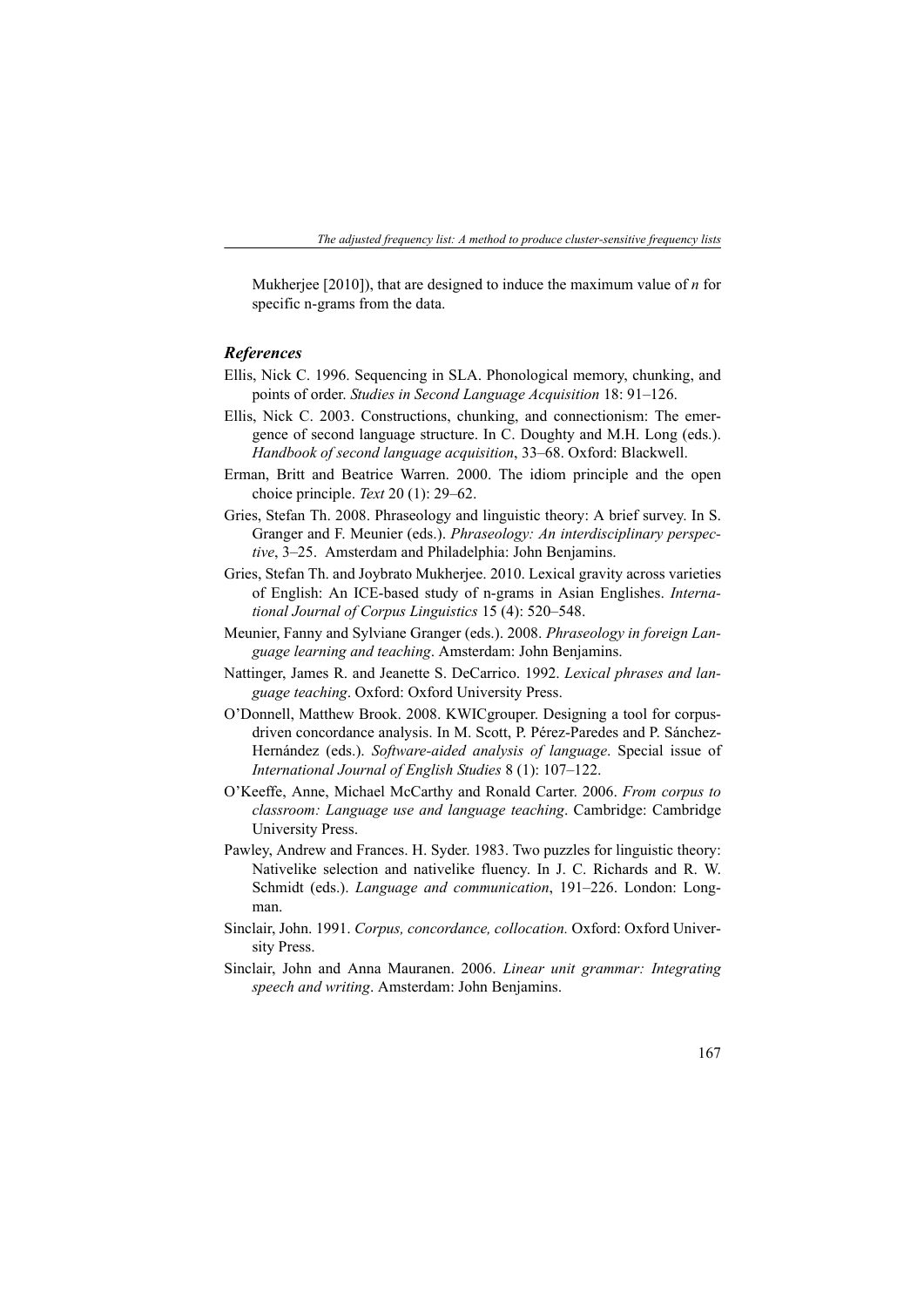Mukherjee [2010]), that are designed to induce the maximum value of *n* for specific n-grams from the data.

### *References*

Ellis, Nick C. 1996. Sequencing in SLA. Phonological memory, chunking, and points of order. *Studies in Second Language Acquisition* 18: 91–126.

Ellis, Nick C. 2003. Constructions, chunking, and connectionism: The emergence of second language structure. In C. Doughty and M.H. Long (eds.). *Handbook of second language acquisition*, 33–68. Oxford: Blackwell.

Erman, Britt and Beatrice Warren. 2000. The idiom principle and the open choice principle. *Text* 20 (1): 29–62.

Gries, Stefan Th. 2008. Phraseology and linguistic theory: A brief survey. In S. Granger and F. Meunier (eds.). *Phraseology: An interdisciplinary perspective*, 3–25. Amsterdam and Philadelphia: John Benjamins.

Gries, Stefan Th. and Joybrato Mukherjee. 2010. Lexical gravity across varieties of English: An ICE-based study of n-grams in Asian Englishes. *International Journal of Corpus Linguistics* 15 (4): 520–548.

Meunier, Fanny and Sylviane Granger (eds.). 2008. *Phraseology in foreign Language learning and teaching*. Amsterdam: John Benjamins.

Nattinger, James R. and Jeanette S. DeCarrico. 1992. *Lexical phrases and language teaching*. Oxford: Oxford University Press.

O'Donnell, Matthew Brook. 2008. KWICgrouper. Designing a tool for corpus-driven concordance analysis. In M. Scott, P. Pérez-Paredes and P. Sánchez-Hernández (eds.). *Software-aided analysis of language*. Special issue of *International Journal of English Studies* 8 (1): 107–122.

O'Keeffe, Anne, Michael McCarthy and Ronald Carter. 2006. *From corpus to classroom: Language use and language teaching*. Cambridge: Cambridge University Press.

Pawley, Andrew and Frances. H. Syder. 1983. Two puzzles for linguistic theory: Nativelike selection and nativelike fluency. In J. C. Richards and R. W. Schmidt (eds.). *Language and communication*, 191–226. London: Longman.

Sinclair, John. 1991. *Corpus, concordance, collocation.* Oxford: Oxford University Press.

Sinclair, John and Anna Mauranen. 2006. *Linear unit grammar: Integrating speech and writing*. Amsterdam: John Benjamins.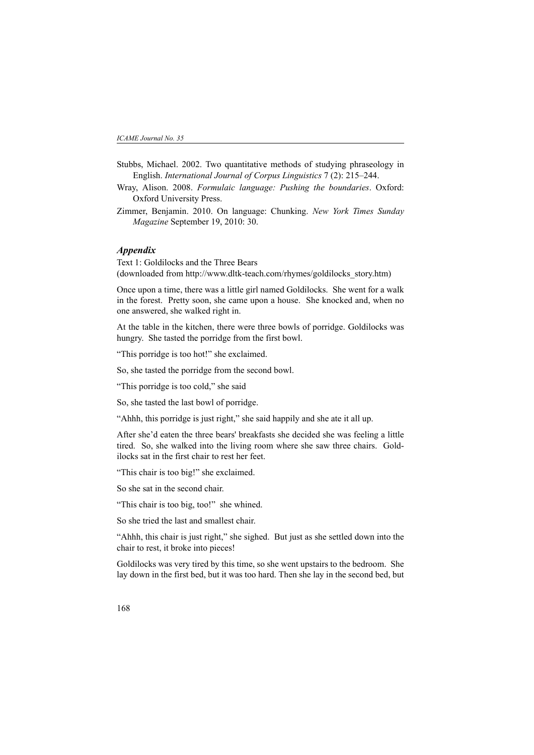Stubbs, Michael. 2002. Two quantitative methods of studying phraseology in English. *International Journal of Corpus Linguistics* 7 (2): 215–244.

Wray, Alison. 2008. *Formulaic language: Pushing the boundaries*. Oxford: Oxford University Press.

Zimmer, Benjamin. 2010. On language: Chunking. *New York Times Sunday Magazine* September 19, 2010: 30.

## *Appendix*

Text 1: Goldilocks and the Three Bears
(downloaded from http://www.dltk-teach.com/rhymes/goldilocks_story.htm)

Once upon a time, there was a little girl named Goldilocks. She went for a walk in the forest. Pretty soon, she came upon a house. She knocked and, when no one answered, she walked right in.

At the table in the kitchen, there were three bowls of porridge. Goldilocks was hungry. She tasted the porridge from the first bowl.

"This porridge is too hot!" she exclaimed.

So, she tasted the porridge from the second bowl.

"This porridge is too cold," she said

So, she tasted the last bowl of porridge.

"Ahhh, this porridge is just right," she said happily and she ate it all up.

After she'd eaten the three bears' breakfasts she decided she was feeling a little tired. So, she walked into the living room where she saw three chairs. Goldilocks sat in the first chair to rest her feet.

"This chair is too big!" she exclaimed.

So she sat in the second chair.

"This chair is too big, too!" she whined.

So she tried the last and smallest chair.

"Ahhh, this chair is just right," she sighed. But just as she settled down into the chair to rest, it broke into pieces!

Goldilocks was very tired by this time, so she went upstairs to the bedroom. She lay down in the first bed, but it was too hard. Then she lay in the second bed, but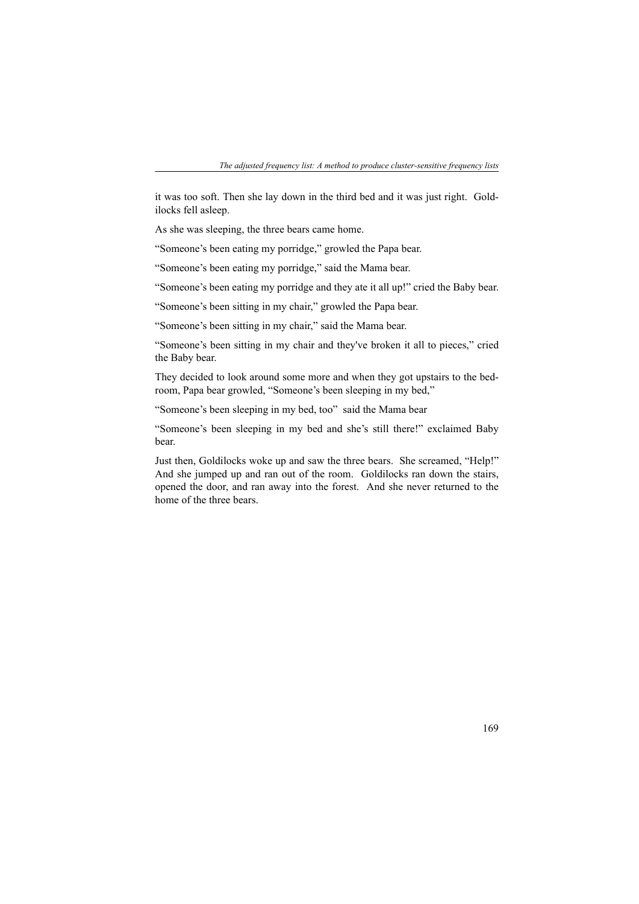it was too soft. Then she lay down in the third bed and it was just right. Goldilocks fell asleep.

As she was sleeping, the three bears came home.

“Someone’s been eating my porridge,” growled the Papa bear.

“Someone’s been eating my porridge,” said the Mama bear.

“Someone’s been eating my porridge and they ate it all up!” cried the Baby bear.

“Someone’s been sitting in my chair,” growled the Papa bear.

“Someone’s been sitting in my chair,” said the Mama bear.

“Someone’s been sitting in my chair and they've broken it all to pieces,” cried the Baby bear.

They decided to look around some more and when they got upstairs to the bedroom, Papa bear growled, “Someone’s been sleeping in my bed,”

“Someone’s been sleeping in my bed, too” said the Mama bear

“Someone’s been sleeping in my bed and she’s still there!” exclaimed Baby bear.

Just then, Goldilocks woke up and saw the three bears. She screamed, “Help!” And she jumped up and ran out of the room. Goldilocks ran down the stairs, opened the door, and ran away into the forest. And she never returned to the home of the three bears.